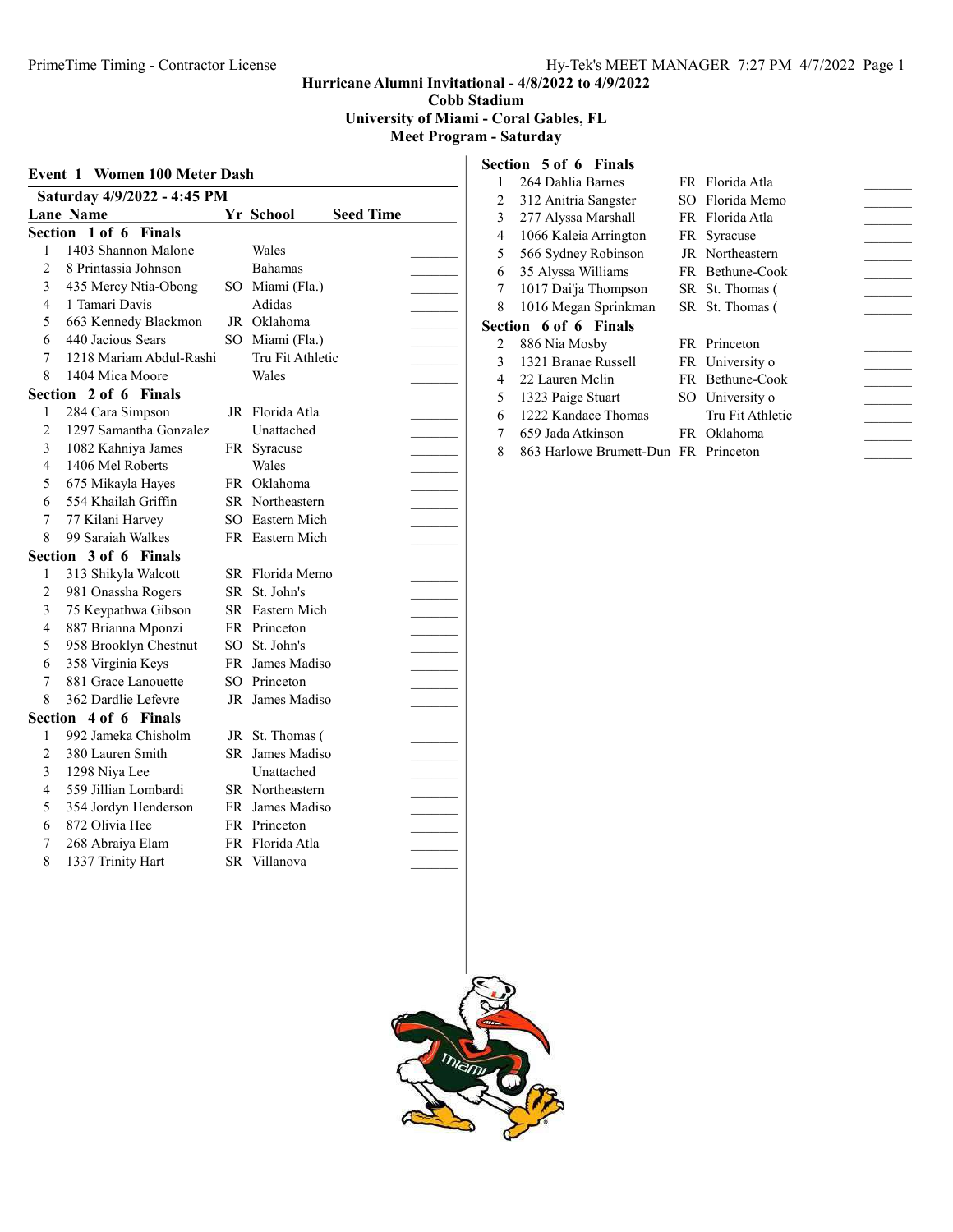# Hurricane Alumni Invitational - 4/8/2022 to 4/9/2022
## Cobb Stadium
## University of Miami - Coral Gables, FL
## Meet Program - Saturday

### Event 1 Women 100 Meter Dash

**Saturday 4/9/2022 - 4:45 PM**

| Lane | Name | Yr | School | Seed Time |
|---|---|---|---|---|
| **Section 1 of 6 Finals** | | | | |
| 1 | 1403 Shannon Malone | | Wales | |
| 2 | 8 Printassia Johnson | | Bahamas | |
| 3 | 435 Mercy Ntia-Obong | SO | Miami (Fla.) | |
| 4 | 1 Tamari Davis | | Adidas | |
| 5 | 663 Kennedy Blackmon | JR | Oklahoma | |
| 6 | 440 Jacious Sears | SO | Miami (Fla.) | |
| 7 | 1218 Mariam Abdul-Rashi | | Tru Fit Athletic | |
| 8 | 1404 Mica Moore | | Wales | |
| **Section 2 of 6 Finals** | | | | |
| 1 | 284 Cara Simpson | JR | Florida Atla | |
| 2 | 1297 Samantha Gonzalez | | Unattached | |
| 3 | 1082 Kahniya James | FR | Syracuse | |
| 4 | 1406 Mel Roberts | | Wales | |
| 5 | 675 Mikayla Hayes | FR | Oklahoma | |
| 6 | 554 Khailah Griffin | SR | Northeastern | |
| 7 | 77 Kilani Harvey | SO | Eastern Mich | |
| 8 | 99 Saraiah Walkes | FR | Eastern Mich | |
| **Section 3 of 6 Finals** | | | | |
| 1 | 313 Shikyla Walcott | SR | Florida Memo | |
| 2 | 981 Onassha Rogers | SR | St. John's | |
| 3 | 75 Keypathwa Gibson | SR | Eastern Mich | |
| 4 | 887 Brianna Mponzi | FR | Princeton | |
| 5 | 958 Brooklyn Chestnut | SO | St. John's | |
| 6 | 358 Virginia Keys | FR | James Madiso | |
| 7 | 881 Grace Lanouette | SO | Princeton | |
| 8 | 362 Dardlie Lefevre | JR | James Madiso | |
| **Section 4 of 6 Finals** | | | | |
| 1 | 992 Jameka Chisholm | JR | St. Thomas ( | |
| 2 | 380 Lauren Smith | SR | James Madiso | |
| 3 | 1298 Niya Lee | | Unattached | |
| 4 | 559 Jillian Lombardi | SR | Northeastern | |
| 5 | 354 Jordyn Henderson | FR | James Madiso | |
| 6 | 872 Olivia Hee | FR | Princeton | |
| 7 | 268 Abraiya Elam | FR | Florida Atla | |
| 8 | 1337 Trinity Hart | SR | Villanova | |
| **Section 5 of 6 Finals** | | | | |
| 1 | 264 Dahlia Barnes | FR | Florida Atla | |
| 2 | 312 Anitria Sangster | SO | Florida Memo | |
| 3 | 277 Alyssa Marshall | FR | Florida Atla | |
| 4 | 1066 Kaleia Arrington | FR | Syracuse | |
| 5 | 566 Sydney Robinson | JR | Northeastern | |
| 6 | 35 Alyssa Williams | FR | Bethune-Cook | |
| 7 | 1017 Dai'ja Thompson | SR | St. Thomas ( | |
| 8 | 1016 Megan Sprinkman | SR | St. Thomas ( | |
| **Section 6 of 6 Finals** | | | | |
| 2 | 886 Nia Mosby | FR | Princeton | |
| 3 | 1321 Branae Russell | FR | University o | |
| 4 | 22 Lauren Mclin | FR | Bethune-Cook | |
| 5 | 1323 Paige Stuart | SO | University o | |
| 6 | 1222 Kandace Thomas | | Tru Fit Athletic | |
| 7 | 659 Jada Atkinson | FR | Oklahoma | |
| 8 | 863 Harlowe Brumett-Dun | FR | Princeton | |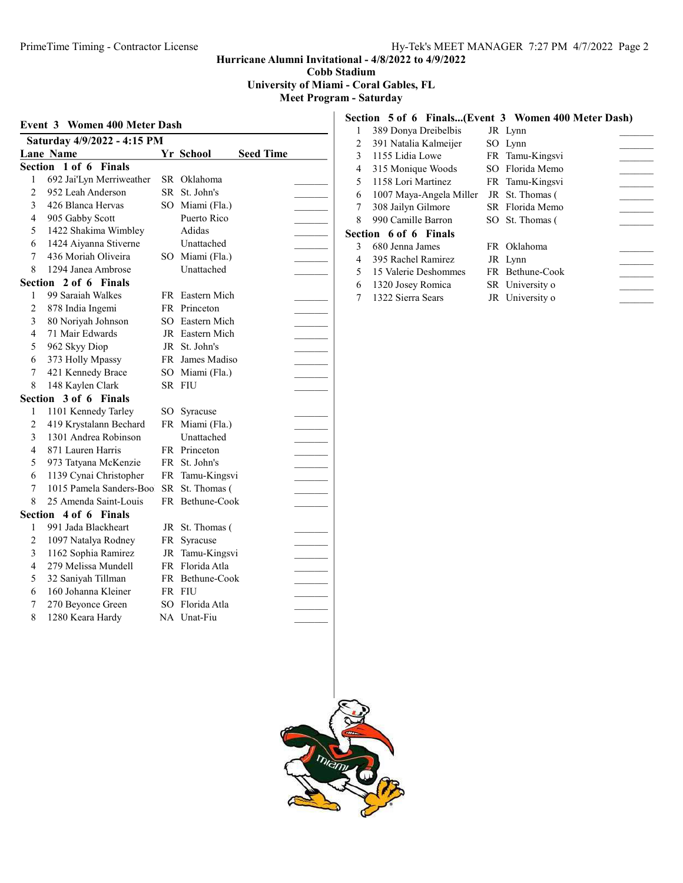**Hurricane Alumni Invitational - 4/8/2022 to 4/9/2022**
**Cobb Stadium**
**University of Miami - Coral Gables, FL**
**Meet Program - Saturday**

## Event 3 Women 400 Meter Dash

**Saturday 4/9/2022 - 4:15 PM**

| Lane | Name | Yr | School | Seed Time |
|---|---|---|---|---|
| **Section 1 of 6 Finals** | | | | |
| 1 | 692 Jai'Lyn Merriweather | SR | Oklahoma | _______ |
| 2 | 952 Leah Anderson | SR | St. John's | _______ |
| 3 | 426 Blanca Hervas | SO | Miami (Fla.) | _______ |
| 4 | 905 Gabby Scott | | Puerto Rico | _______ |
| 5 | 1422 Shakima Wimbley | | Adidas | _______ |
| 6 | 1424 Aiyanna Stiverne | | Unattached | _______ |
| 7 | 436 Moriah Oliveira | SO | Miami (Fla.) | _______ |
| 8 | 1294 Janea Ambrose | | Unattached | _______ |
| **Section 2 of 6 Finals** | | | | |
| 1 | 99 Saraiah Walkes | FR | Eastern Mich | _______ |
| 2 | 878 India Ingemi | FR | Princeton | _______ |
| 3 | 80 Noriyah Johnson | SO | Eastern Mich | _______ |
| 4 | 71 Mair Edwards | JR | Eastern Mich | _______ |
| 5 | 962 Skyy Diop | JR | St. John's | _______ |
| 6 | 373 Holly Mpassy | FR | James Madiso | _______ |
| 7 | 421 Kennedy Brace | SO | Miami (Fla.) | _______ |
| 8 | 148 Kaylen Clark | SR | FIU | _______ |
| **Section 3 of 6 Finals** | | | | |
| 1 | 1101 Kennedy Tarley | SO | Syracuse | _______ |
| 2 | 419 Krystalann Bechard | FR | Miami (Fla.) | _______ |
| 3 | 1301 Andrea Robinson | | Unattached | _______ |
| 4 | 871 Lauren Harris | FR | Princeton | _______ |
| 5 | 973 Tatyana McKenzie | FR | St. John's | _______ |
| 6 | 1139 Cynai Christopher | FR | Tamu-Kingsvi | _______ |
| 7 | 1015 Pamela Sanders-Boo | SR | St. Thomas ( | _______ |
| 8 | 25 Amenda Saint-Louis | FR | Bethune-Cook | _______ |
| **Section 4 of 6 Finals** | | | | |
| 1 | 991 Jada Blackheart | JR | St. Thomas ( | _______ |
| 2 | 1097 Natalya Rodney | FR | Syracuse | _______ |
| 3 | 1162 Sophia Ramirez | JR | Tamu-Kingsvi | _______ |
| 4 | 279 Melissa Mundell | FR | Florida Atla | _______ |
| 5 | 32 Saniyah Tillman | FR | Bethune-Cook | _______ |
| 6 | 160 Johanna Kleiner | FR | FIU | _______ |
| 7 | 270 Beyonce Green | SO | Florida Atla | _______ |
| 8 | 1280 Keara Hardy | NA | Unat-Fiu | _______ |
| **Section 5 of 6 Finals...(Event 3 Women 400 Meter Dash)** | | | | |
| 1 | 389 Donya Dreibelbis | JR | Lynn | _______ |
| 2 | 391 Natalia Kalmeijer | SO | Lynn | _______ |
| 3 | 1155 Lidia Lowe | FR | Tamu-Kingsvi | _______ |
| 4 | 315 Monique Woods | SO | Florida Memo | _______ |
| 5 | 1158 Lori Martinez | FR | Tamu-Kingsvi | _______ |
| 6 | 1007 Maya-Angela Miller | JR | St. Thomas ( | _______ |
| 7 | 308 Jailyn Gilmore | SR | Florida Memo | _______ |
| 8 | 990 Camille Barron | SO | St. Thomas ( | _______ |
| **Section 6 of 6 Finals** | | | | |
| 3 | 680 Jenna James | FR | Oklahoma | _______ |
| 4 | 395 Rachel Ramirez | JR | Lynn | _______ |
| 5 | 15 Valerie Deshommes | FR | Bethune-Cook | _______ |
| 6 | 1320 Josey Romica | SR | University o | _______ |
| 7 | 1322 Sierra Sears | JR | University o | _______ |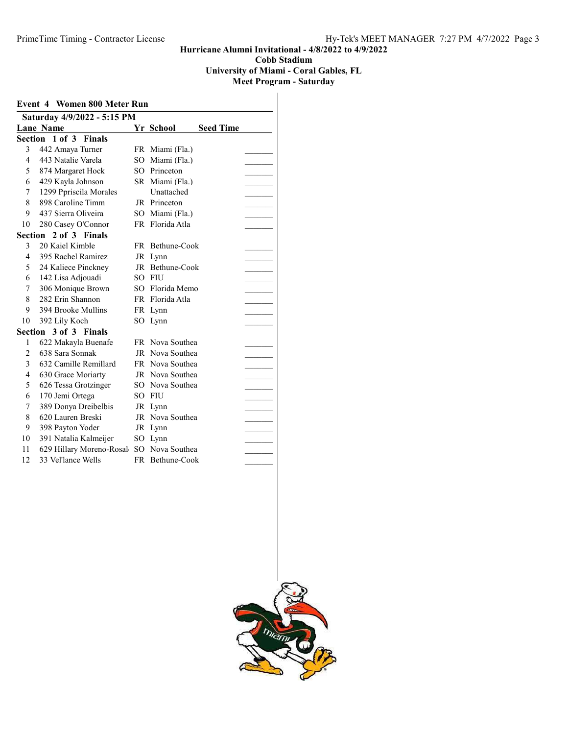# Hurricane Alumni Invitational - 4/8/2022 to 4/9/2022
## Cobb Stadium
## University of Miami - Coral Gables, FL
## Meet Program - Saturday

### Event 4 Women 800 Meter Run

**Saturday 4/9/2022 - 5:15 PM**

| Lane | Name | Yr | School | Seed Time |
|---|---|---|---|---|
| **Section 1 of 3 Finals** | | | | |
| 3 | 442 Amaya Turner | FR | Miami (Fla.) | _______ |
| 4 | 443 Natalie Varela | SO | Miami (Fla.) | _______ |
| 5 | 874 Margaret Hock | SO | Princeton | _______ |
| 6 | 429 Kayla Johnson | SR | Miami (Fla.) | _______ |
| 7 | 1299 Ppriscila Morales | | Unattached | _______ |
| 8 | 898 Caroline Timm | JR | Princeton | _______ |
| 9 | 437 Sierra Oliveira | SO | Miami (Fla.) | _______ |
| 10 | 280 Casey O'Connor | FR | Florida Atla | _______ |
| **Section 2 of 3 Finals** | | | | |
| 3 | 20 Kaiel Kimble | FR | Bethune-Cook | _______ |
| 4 | 395 Rachel Ramirez | JR | Lynn | _______ |
| 5 | 24 Kaliece Pinckney | JR | Bethune-Cook | _______ |
| 6 | 142 Lisa Adjouadi | SO | FIU | _______ |
| 7 | 306 Monique Brown | SO | Florida Memo | _______ |
| 8 | 282 Erin Shannon | FR | Florida Atla | _______ |
| 9 | 394 Brooke Mullins | FR | Lynn | _______ |
| 10 | 392 Lily Koch | SO | Lynn | _______ |
| **Section 3 of 3 Finals** | | | | |
| 1 | 622 Makayla Buenafe | FR | Nova Southea | _______ |
| 2 | 638 Sara Sonnak | JR | Nova Southea | _______ |
| 3 | 632 Camille Remillard | FR | Nova Southea | _______ |
| 4 | 630 Grace Moriarty | JR | Nova Southea | _______ |
| 5 | 626 Tessa Grotzinger | SO | Nova Southea | _______ |
| 6 | 170 Jemi Ortega | SO | FIU | _______ |
| 7 | 389 Donya Dreibelbis | JR | Lynn | _______ |
| 8 | 620 Lauren Breski | JR | Nova Southea | _______ |
| 9 | 398 Payton Yoder | JR | Lynn | _______ |
| 10 | 391 Natalia Kalmeijer | SO | Lynn | _______ |
| 11 | 629 Hillary Moreno-Rosal | SO | Nova Southea | _______ |
| 12 | 33 Vel'lance Wells | FR | Bethune-Cook | _______ |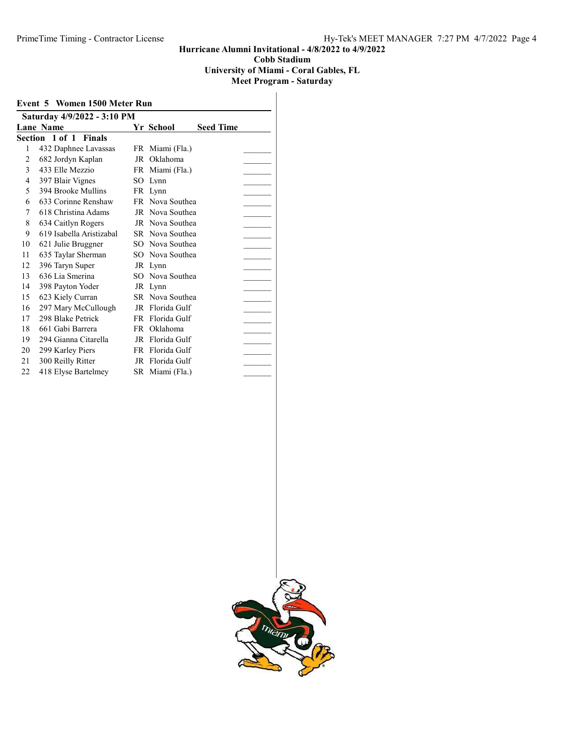Hurricane Alumni Invitational - 4/8/2022 to 4/9/2022
Cobb Stadium
University of Miami - Coral Gables, FL
Meet Program - Saturday

## Event 5 Women 1500 Meter Run

**Saturday 4/9/2022 - 3:10 PM**

**Section 1 of 1 Finals**

| Lane | Name | Yr | School | Seed Time |
|---|---|---|---|---|
| 1 | 432 Daphnee Lavassas | FR | Miami (Fla.) | _______ |
| 2 | 682 Jordyn Kaplan | JR | Oklahoma | _______ |
| 3 | 433 Elle Mezzio | FR | Miami (Fla.) | _______ |
| 4 | 397 Blair Vignes | SO | Lynn | _______ |
| 5 | 394 Brooke Mullins | FR | Lynn | _______ |
| 6 | 633 Corinne Renshaw | FR | Nova Southea | _______ |
| 7 | 618 Christina Adams | JR | Nova Southea | _______ |
| 8 | 634 Caitlyn Rogers | JR | Nova Southea | _______ |
| 9 | 619 Isabella Aristizabal | SR | Nova Southea | _______ |
| 10 | 621 Julie Bruggner | SO | Nova Southea | _______ |
| 11 | 635 Taylar Sherman | SO | Nova Southea | _______ |
| 12 | 396 Taryn Super | JR | Lynn | _______ |
| 13 | 636 Lia Smerina | SO | Nova Southea | _______ |
| 14 | 398 Payton Yoder | JR | Lynn | _______ |
| 15 | 623 Kiely Curran | SR | Nova Southea | _______ |
| 16 | 297 Mary McCullough | JR | Florida Gulf | _______ |
| 17 | 298 Blake Petrick | FR | Florida Gulf | _______ |
| 18 | 661 Gabi Barrera | FR | Oklahoma | _______ |
| 19 | 294 Gianna Citarella | JR | Florida Gulf | _______ |
| 20 | 299 Karley Piers | FR | Florida Gulf | _______ |
| 21 | 300 Reilly Ritter | JR | Florida Gulf | _______ |
| 22 | 418 Elyse Bartelmey | SR | Miami (Fla.) | _______ |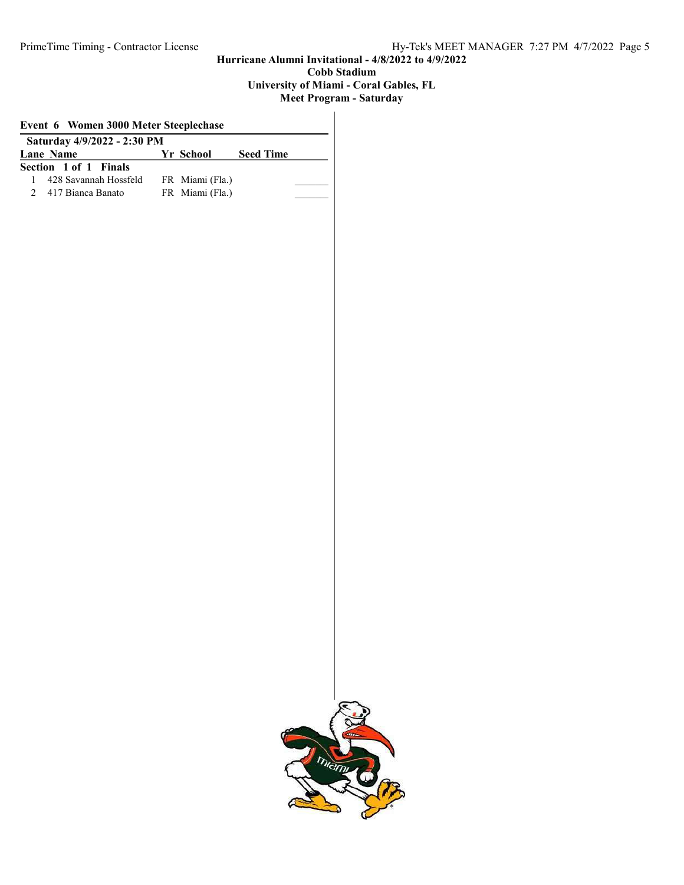**Hurricane Alumni Invitational - 4/8/2022 to 4/9/2022**
**Cobb Stadium**
**University of Miami - Coral Gables, FL**
**Meet Program - Saturday**

### Event 6 Women 3000 Meter Steeplechase

**Saturday 4/9/2022 - 2:30 PM**

| Lane | Name | Yr | School | Seed Time | |
|---|---|---|---|---|---|
| **Section 1 of 1 Finals** | | | | | |
| 1 | 428 Savannah Hossfeld | FR | Miami (Fla.) | | _______ |
| 2 | 417 Bianca Banato | FR | Miami (Fla.) | | _______ |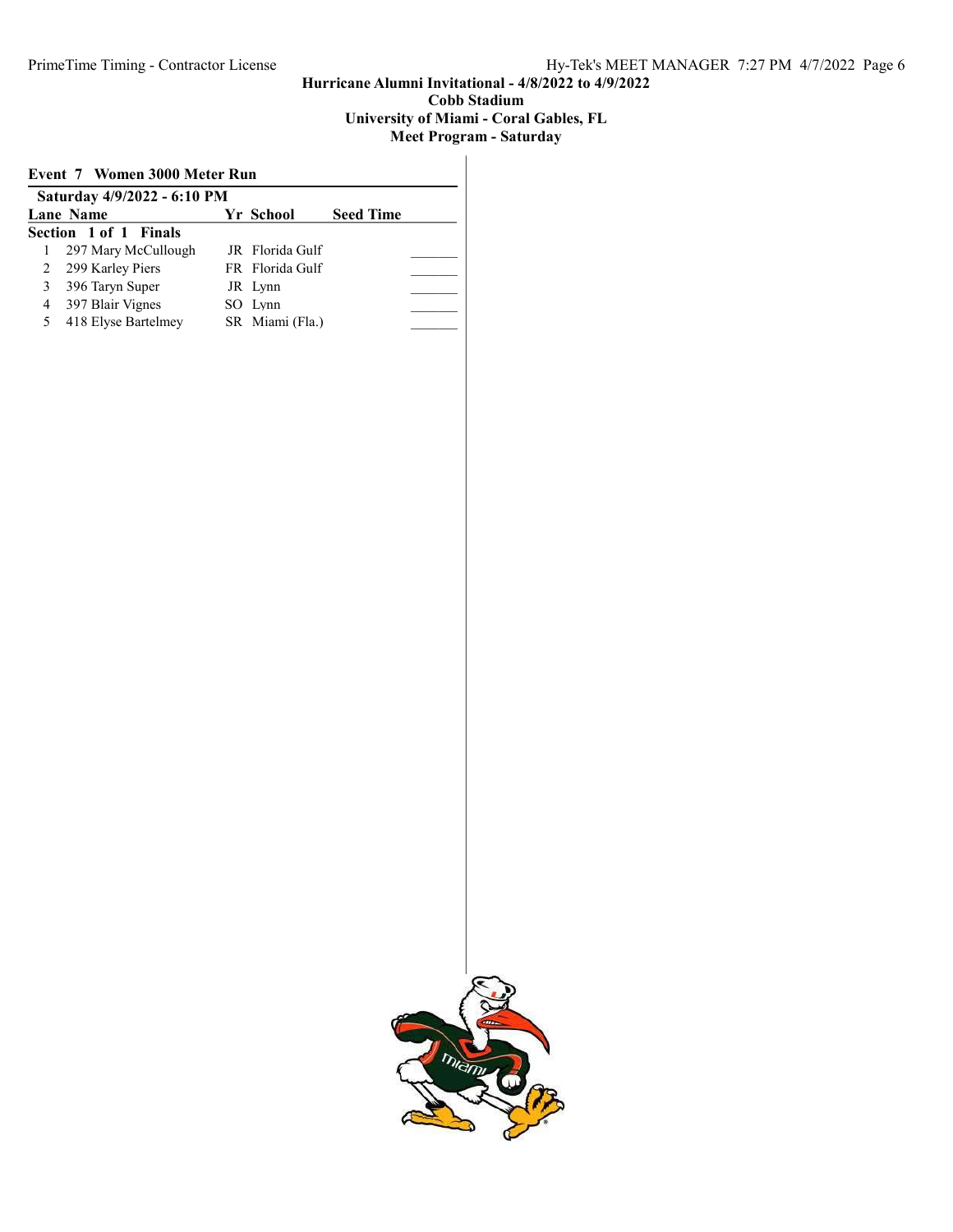**Hurricane Alumni Invitational - 4/8/2022 to 4/9/2022**
**Cobb Stadium**
**University of Miami - Coral Gables, FL**
**Meet Program - Saturday**

### Event 7 Women 3000 Meter Run

**Saturday 4/9/2022 - 6:10 PM**

**Section 1 of 1 Finals**

| Lane | Name | Yr | School | Seed Time | |
|---|---|---|---|---|---|
| 1 | 297 Mary McCullough | JR | Florida Gulf | | _______ |
| 2 | 299 Karley Piers | FR | Florida Gulf | | _______ |
| 3 | 396 Taryn Super | JR | Lynn | | _______ |
| 4 | 397 Blair Vignes | SO | Lynn | | _______ |
| 5 | 418 Elyse Bartelmey | SR | Miami (Fla.) | | _______ |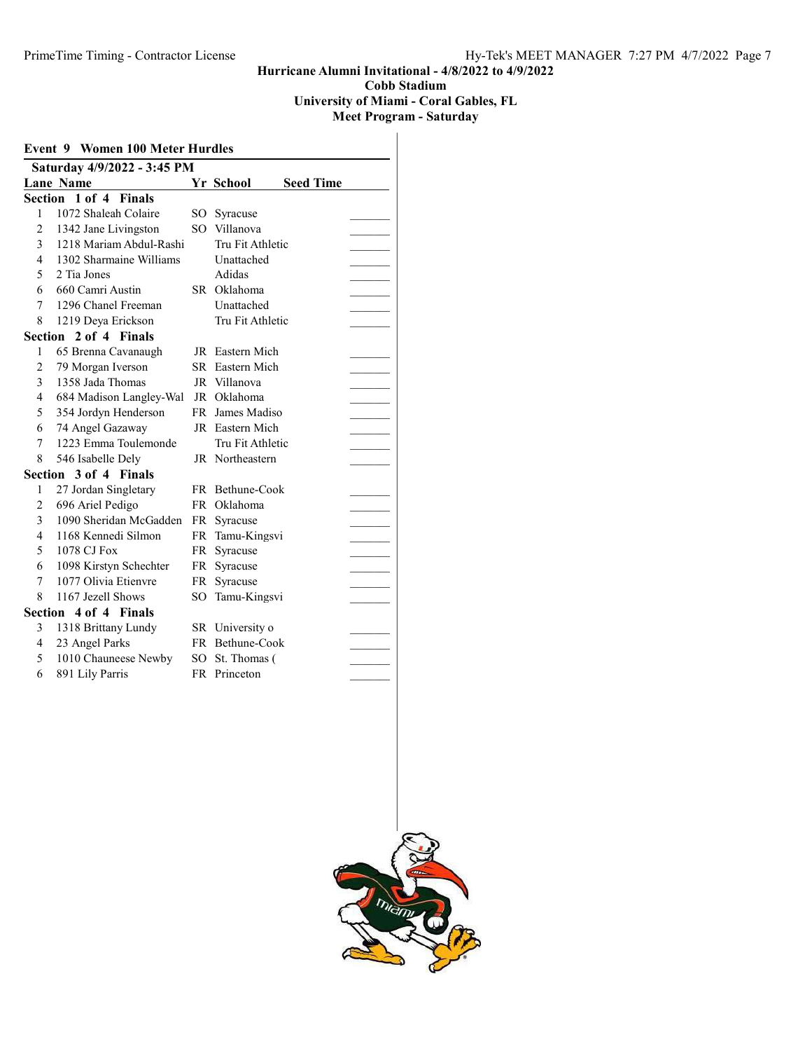Hurricane Alumni Invitational - 4/8/2022 to 4/9/2022
Cobb Stadium
University of Miami - Coral Gables, FL
Meet Program - Saturday

## Event 9 Women 100 Meter Hurdles

**Saturday 4/9/2022 - 3:45 PM**

| Lane | Name | Yr | School | Seed Time |
|---|---|---|---|---|
| **Section 1 of 4 Finals** | | | | |
| 1 | 1072 Shaleah Colaire | SO | Syracuse | _______ |
| 2 | 1342 Jane Livingston | SO | Villanova | _______ |
| 3 | 1218 Mariam Abdul-Rashi | | Tru Fit Athletic | _______ |
| 4 | 1302 Sharmaine Williams | | Unattached | _______ |
| 5 | 2 Tia Jones | | Adidas | _______ |
| 6 | 660 Camri Austin | SR | Oklahoma | _______ |
| 7 | 1296 Chanel Freeman | | Unattached | _______ |
| 8 | 1219 Deya Erickson | | Tru Fit Athletic | _______ |
| **Section 2 of 4 Finals** | | | | |
| 1 | 65 Brenna Cavanaugh | JR | Eastern Mich | _______ |
| 2 | 79 Morgan Iverson | SR | Eastern Mich | _______ |
| 3 | 1358 Jada Thomas | JR | Villanova | _______ |
| 4 | 684 Madison Langley-Wal | JR | Oklahoma | _______ |
| 5 | 354 Jordyn Henderson | FR | James Madiso | _______ |
| 6 | 74 Angel Gazaway | JR | Eastern Mich | _______ |
| 7 | 1223 Emma Toulemonde | | Tru Fit Athletic | _______ |
| 8 | 546 Isabelle Dely | JR | Northeastern | _______ |
| **Section 3 of 4 Finals** | | | | |
| 1 | 27 Jordan Singletary | FR | Bethune-Cook | _______ |
| 2 | 696 Ariel Pedigo | FR | Oklahoma | _______ |
| 3 | 1090 Sheridan McGadden | FR | Syracuse | _______ |
| 4 | 1168 Kennedi Silmon | FR | Tamu-Kingsvi | _______ |
| 5 | 1078 CJ Fox | FR | Syracuse | _______ |
| 6 | 1098 Kirstyn Schechter | FR | Syracuse | _______ |
| 7 | 1077 Olivia Etienvre | FR | Syracuse | _______ |
| 8 | 1167 Jezell Shows | SO | Tamu-Kingsvi | _______ |
| **Section 4 of 4 Finals** | | | | |
| 3 | 1318 Brittany Lundy | SR | University o | _______ |
| 4 | 23 Angel Parks | FR | Bethune-Cook | _______ |
| 5 | 1010 Chauneese Newby | SO | St. Thomas ( | _______ |
| 6 | 891 Lily Parris | FR | Princeton | _______ |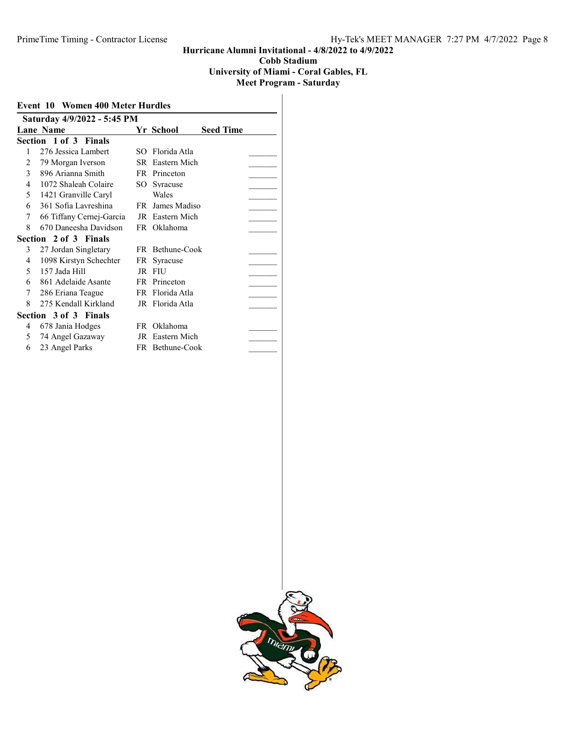**Hurricane Alumni Invitational - 4/8/2022 to 4/9/2022**
**Cobb Stadium**
**University of Miami - Coral Gables, FL**
**Meet Program - Saturday**

## Event 10 Women 400 Meter Hurdles

**Saturday 4/9/2022 - 5:45 PM**

| Lane | Name | Yr | School | Seed Time |
|---|---|---|---|---|
| **Section 1 of 3 Finals** | | | | |
| 1 | 276 Jessica Lambert | SO | Florida Atla | _______ |
| 2 | 79 Morgan Iverson | SR | Eastern Mich | _______ |
| 3 | 896 Arianna Smith | FR | Princeton | _______ |
| 4 | 1072 Shaleah Colaire | SO | Syracuse | _______ |
| 5 | 1421 Granville Caryl | | Wales | _______ |
| 6 | 361 Sofia Lavreshina | FR | James Madiso | _______ |
| 7 | 66 Tiffany Cernej-Garcia | JR | Eastern Mich | _______ |
| 8 | 670 Daneesha Davidson | FR | Oklahoma | _______ |
| **Section 2 of 3 Finals** | | | | |
| 3 | 27 Jordan Singletary | FR | Bethune-Cook | _______ |
| 4 | 1098 Kirstyn Schechter | FR | Syracuse | _______ |
| 5 | 157 Jada Hill | JR | FIU | _______ |
| 6 | 861 Adelaide Asante | FR | Princeton | _______ |
| 7 | 286 Eriana Teague | FR | Florida Atla | _______ |
| 8 | 275 Kendall Kirkland | JR | Florida Atla | _______ |
| **Section 3 of 3 Finals** | | | | |
| 4 | 678 Jania Hodges | FR | Oklahoma | _______ |
| 5 | 74 Angel Gazaway | JR | Eastern Mich | _______ |
| 6 | 23 Angel Parks | FR | Bethune-Cook | _______ |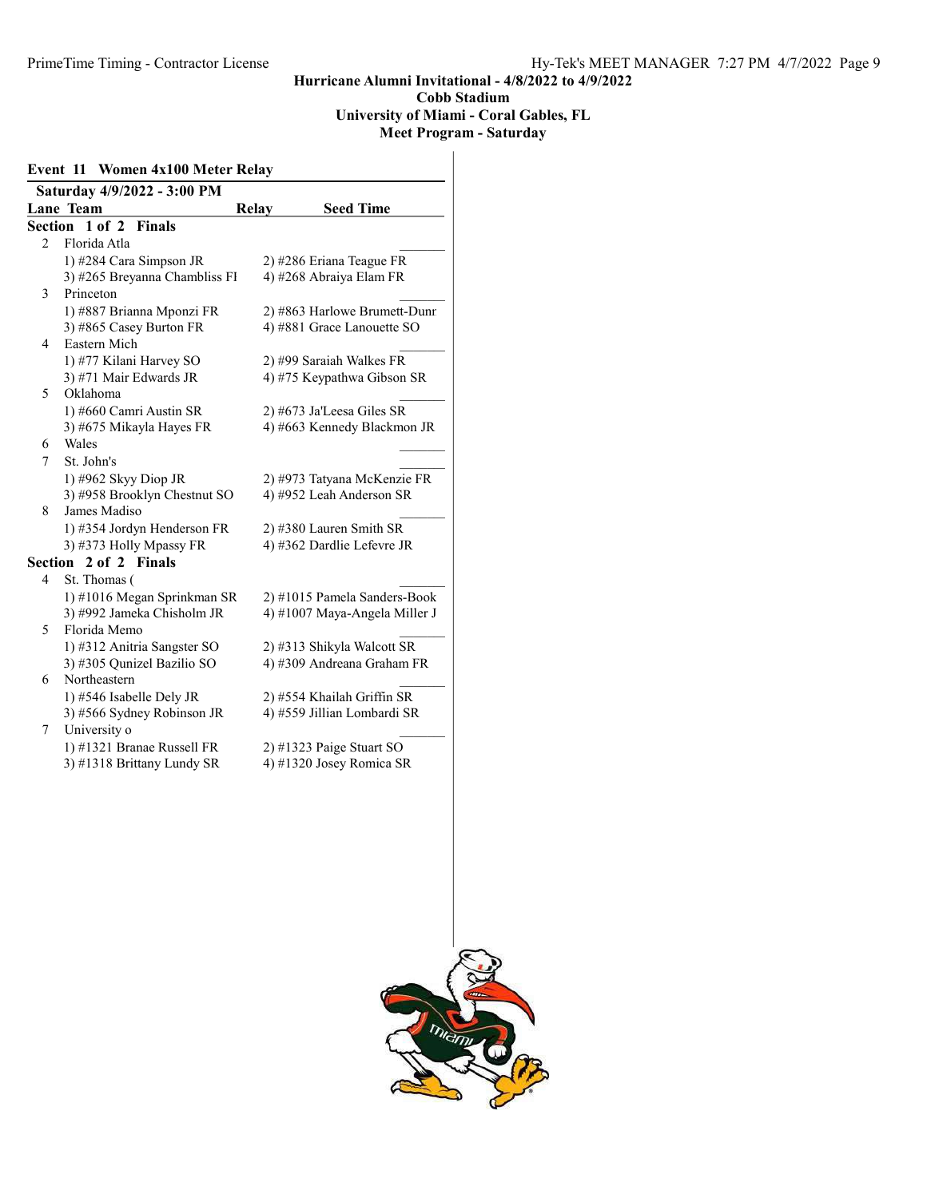Hurricane Alumni Invitational - 4/8/2022 to 4/9/2022
Cobb Stadium
University of Miami - Coral Gables, FL
Meet Program - Saturday

## Event 11 Women 4x100 Meter Relay

**Saturday 4/9/2022 - 3:00 PM**

| Lane | Team | Relay | Seed Time |
|---|---|---|---|

### Section 1 of 2 Finals

| Lane | Team | | Seed Time |
|---|---|---|---|
| 2 | Florida Atla | | _______ |
| | 1) #284 Cara Simpson JR | 2) #286 Eriana Teague FR | |
| | 3) #265 Breyanna Chambliss FI | 4) #268 Abraiya Elam FR | |
| 3 | Princeton | | _______ |
| | 1) #887 Brianna Mponzi FR | 2) #863 Harlowe Brumett-Dunr | |
| | 3) #865 Casey Burton FR | 4) #881 Grace Lanouette SO | |
| 4 | Eastern Mich | | _______ |
| | 1) #77 Kilani Harvey SO | 2) #99 Saraiah Walkes FR | |
| | 3) #71 Mair Edwards JR | 4) #75 Keypathwa Gibson SR | |
| 5 | Oklahoma | | _______ |
| | 1) #660 Camri Austin SR | 2) #673 Ja'Leesa Giles SR | |
| | 3) #675 Mikayla Hayes FR | 4) #663 Kennedy Blackmon JR | |
| 6 | Wales | | _______ |
| 7 | St. John's | | _______ |
| | 1) #962 Skyy Diop JR | 2) #973 Tatyana McKenzie FR | |
| | 3) #958 Brooklyn Chestnut SO | 4) #952 Leah Anderson SR | |
| 8 | James Madiso | | _______ |
| | 1) #354 Jordyn Henderson FR | 2) #380 Lauren Smith SR | |
| | 3) #373 Holly Mpassy FR | 4) #362 Dardlie Lefevre JR | |

### Section 2 of 2 Finals

| Lane | Team | | Seed Time |
|---|---|---|---|
| 4 | St. Thomas ( | | _______ |
| | 1) #1016 Megan Sprinkman SR | 2) #1015 Pamela Sanders-Book | |
| | 3) #992 Jameka Chisholm JR | 4) #1007 Maya-Angela Miller J | |
| 5 | Florida Memo | | _______ |
| | 1) #312 Anitria Sangster SO | 2) #313 Shikyla Walcott SR | |
| | 3) #305 Qunizel Bazilio SO | 4) #309 Andreana Graham FR | |
| 6 | Northeastern | | _______ |
| | 1) #546 Isabelle Dely JR | 2) #554 Khailah Griffin SR | |
| | 3) #566 Sydney Robinson JR | 4) #559 Jillian Lombardi SR | |
| 7 | University o | | _______ |
| | 1) #1321 Branae Russell FR | 2) #1323 Paige Stuart SO | |
| | 3) #1318 Brittany Lundy SR | 4) #1320 Josey Romica SR | |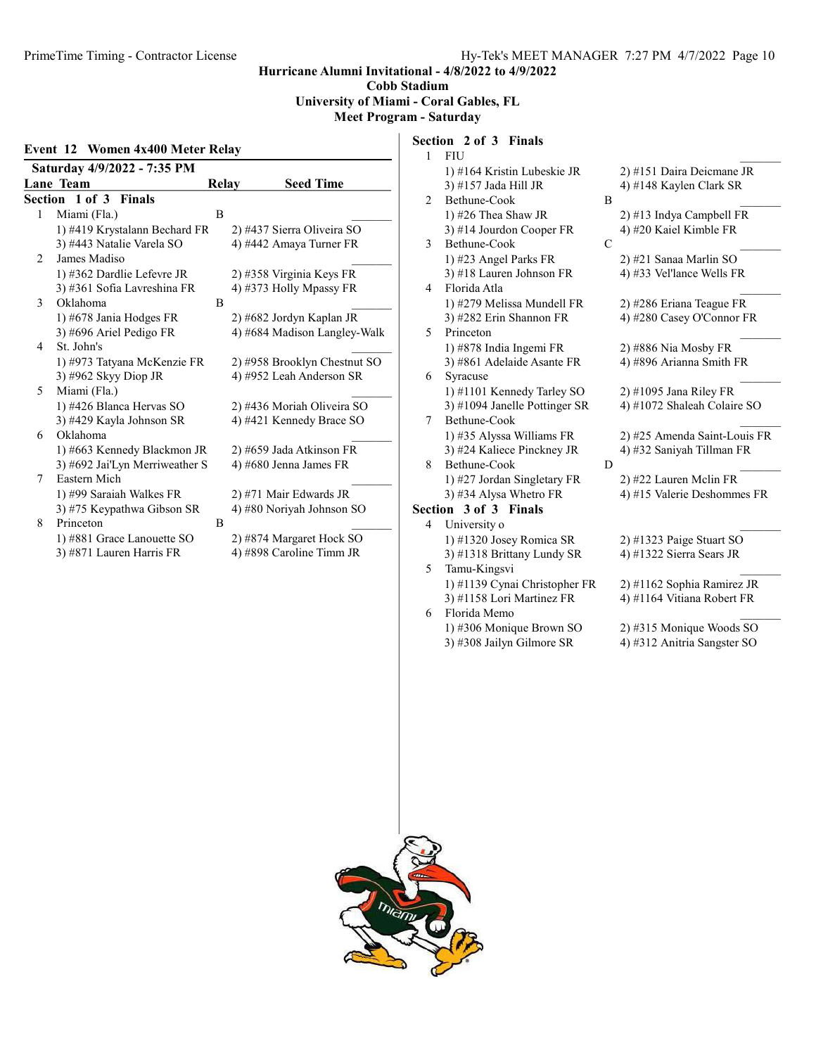Hurricane Alumni Invitational - 4/8/2022 to 4/9/2022
Cobb Stadium
University of Miami - Coral Gables, FL
Meet Program - Saturday

## Event 12 Women 4x400 Meter Relay

**Saturday 4/9/2022 - 7:35 PM**

| Lane | Team | Relay | Seed Time |
|---|---|---|---|

### Section 1 of 3 Finals

1 Miami (Fla.) B _______
- 1) #419 Krystalann Bechard FR
- 2) #437 Sierra Oliveira SO
- 3) #443 Natalie Varela SO
- 4) #442 Amaya Turner FR

2 James Madiso _______
- 1) #362 Dardlie Lefevre JR
- 2) #358 Virginia Keys FR
- 3) #361 Sofia Lavreshina FR
- 4) #373 Holly Mpassy FR

3 Oklahoma B _______
- 1) #678 Jania Hodges FR
- 2) #682 Jordyn Kaplan JR
- 3) #696 Ariel Pedigo FR
- 4) #684 Madison Langley-Walk

4 St. John's _______
- 1) #973 Tatyana McKenzie FR
- 2) #958 Brooklyn Chestnut SO
- 3) #962 Skyy Diop JR
- 4) #952 Leah Anderson SR

5 Miami (Fla.) _______
- 1) #426 Blanca Hervas SO
- 2) #436 Moriah Oliveira SO
- 3) #429 Kayla Johnson SR
- 4) #421 Kennedy Brace SO

6 Oklahoma _______
- 1) #663 Kennedy Blackmon JR
- 2) #659 Jada Atkinson FR
- 3) #692 Jai'Lyn Merriweather S
- 4) #680 Jenna James FR

7 Eastern Mich _______
- 1) #99 Saraiah Walkes FR
- 2) #71 Mair Edwards JR
- 3) #75 Keypathwa Gibson SR
- 4) #80 Noriyah Johnson SO

8 Princeton B _______
- 1) #881 Grace Lanouette SO
- 2) #874 Margaret Hock SO
- 3) #871 Lauren Harris FR
- 4) #898 Caroline Timm JR

### Section 2 of 3 Finals

1 FIU _______
- 1) #164 Kristin Lubeskie JR
- 2) #151 Daira Deicmane JR
- 3) #157 Jada Hill JR
- 4) #148 Kaylen Clark SR

2 Bethune-Cook B _______
- 1) #26 Thea Shaw JR
- 2) #13 Indya Campbell FR
- 3) #14 Jourdon Cooper FR
- 4) #20 Kaiel Kimble FR

3 Bethune-Cook C _______
- 1) #23 Angel Parks FR
- 2) #21 Sanaa Marlin SO
- 3) #18 Lauren Johnson FR
- 4) #33 Vel'lance Wells FR

4 Florida Atla _______
- 1) #279 Melissa Mundell FR
- 2) #286 Eriana Teague FR
- 3) #282 Erin Shannon FR
- 4) #280 Casey O'Connor FR

5 Princeton _______
- 1) #878 India Ingemi FR
- 2) #886 Nia Mosby FR
- 3) #861 Adelaide Asante FR
- 4) #896 Arianna Smith FR

6 Syracuse _______
- 1) #1101 Kennedy Tarley SO
- 2) #1095 Jana Riley FR
- 3) #1094 Janelle Pottinger SR
- 4) #1072 Shaleah Colaire SO

7 Bethune-Cook _______
- 1) #35 Alyssa Williams FR
- 2) #25 Amenda Saint-Louis FR
- 3) #24 Kaliece Pinckney JR
- 4) #32 Saniyah Tillman FR

8 Bethune-Cook D _______
- 1) #27 Jordan Singletary FR
- 2) #22 Lauren Mclin FR
- 3) #34 Alysa Whetro FR
- 4) #15 Valerie Deshommes FR

### Section 3 of 3 Finals

4 University o _______
- 1) #1320 Josey Romica SR
- 2) #1323 Paige Stuart SO
- 3) #1318 Brittany Lundy SR
- 4) #1322 Sierra Sears JR

5 Tamu-Kingsvi _______
- 1) #1139 Cynai Christopher FR
- 2) #1162 Sophia Ramirez JR
- 3) #1158 Lori Martinez FR
- 4) #1164 Vitiana Robert FR

6 Florida Memo _______
- 1) #306 Monique Brown SO
- 2) #315 Monique Woods SO
- 3) #308 Jailyn Gilmore SR
- 4) #312 Anitria Sangster SO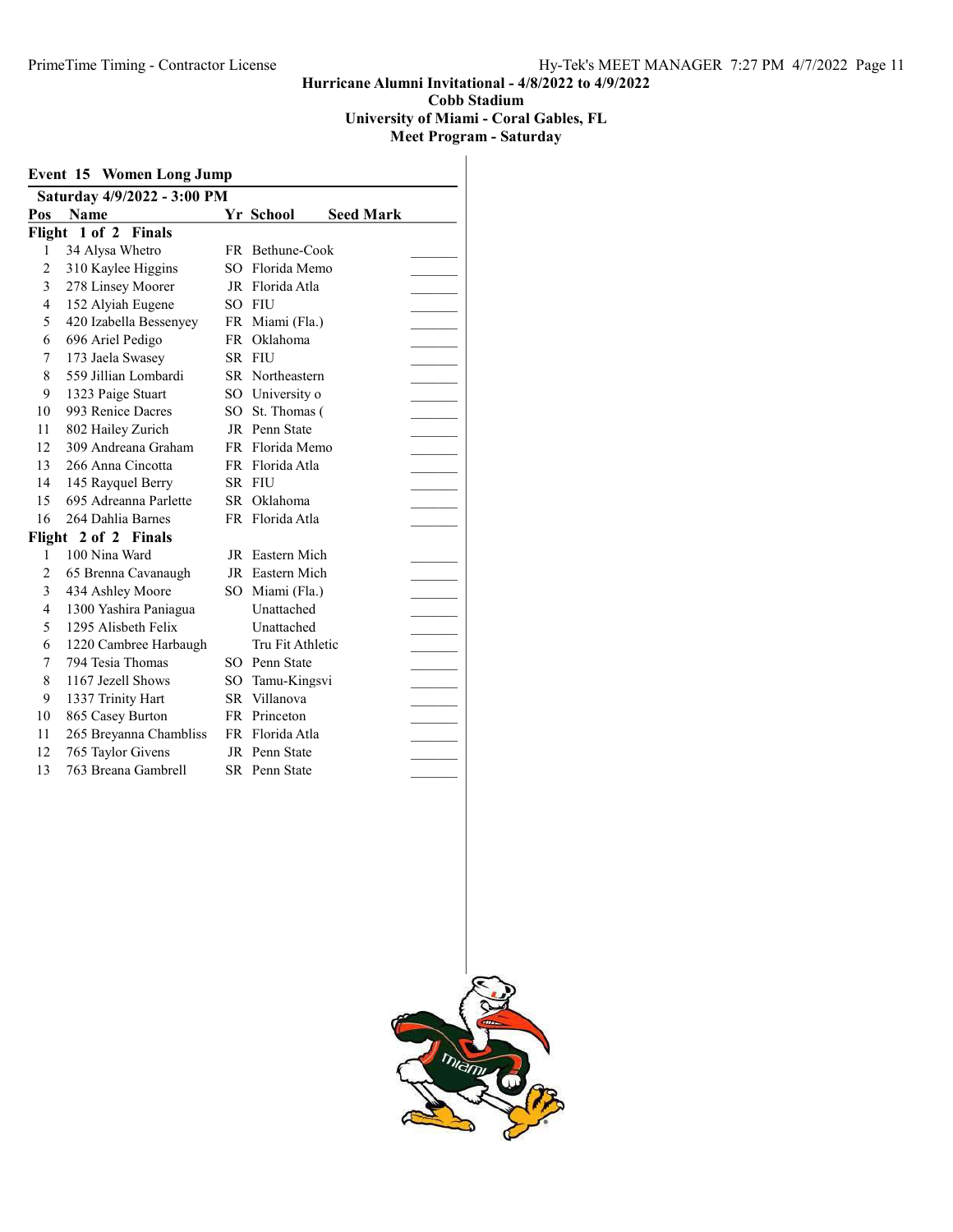**Hurricane Alumni Invitational - 4/8/2022 to 4/9/2022**
**Cobb Stadium**
**University of Miami - Coral Gables, FL**
**Meet Program - Saturday**

## Event 15 Women Long Jump

**Saturday 4/9/2022 - 3:00 PM**

| Pos | Name | Yr | School | Seed Mark |
|---|---|---|---|---|
| **Flight 1 of 2 Finals** | | | | |
| 1 | 34 Alysa Whetro | FR | Bethune-Cook | _______ |
| 2 | 310 Kaylee Higgins | SO | Florida Memo | _______ |
| 3 | 278 Linsey Moorer | JR | Florida Atla | _______ |
| 4 | 152 Alyiah Eugene | SO | FIU | _______ |
| 5 | 420 Izabella Bessenyey | FR | Miami (Fla.) | _______ |
| 6 | 696 Ariel Pedigo | FR | Oklahoma | _______ |
| 7 | 173 Jaela Swasey | SR | FIU | _______ |
| 8 | 559 Jillian Lombardi | SR | Northeastern | _______ |
| 9 | 1323 Paige Stuart | SO | University o | _______ |
| 10 | 993 Renice Dacres | SO | St. Thomas ( | _______ |
| 11 | 802 Hailey Zurich | JR | Penn State | _______ |
| 12 | 309 Andreana Graham | FR | Florida Memo | _______ |
| 13 | 266 Anna Cincotta | FR | Florida Atla | _______ |
| 14 | 145 Rayquel Berry | SR | FIU | _______ |
| 15 | 695 Adreanna Parlette | SR | Oklahoma | _______ |
| 16 | 264 Dahlia Barnes | FR | Florida Atla | _______ |
| **Flight 2 of 2 Finals** | | | | |
| 1 | 100 Nina Ward | JR | Eastern Mich | _______ |
| 2 | 65 Brenna Cavanaugh | JR | Eastern Mich | _______ |
| 3 | 434 Ashley Moore | SO | Miami (Fla.) | _______ |
| 4 | 1300 Yashira Paniagua | | Unattached | _______ |
| 5 | 1295 Alisbeth Felix | | Unattached | _______ |
| 6 | 1220 Cambree Harbaugh | | Tru Fit Athletic | _______ |
| 7 | 794 Tesia Thomas | SO | Penn State | _______ |
| 8 | 1167 Jezell Shows | SO | Tamu-Kingsvi | _______ |
| 9 | 1337 Trinity Hart | SR | Villanova | _______ |
| 10 | 865 Casey Burton | FR | Princeton | _______ |
| 11 | 265 Breyanna Chambliss | FR | Florida Atla | _______ |
| 12 | 765 Taylor Givens | JR | Penn State | _______ |
| 13 | 763 Breana Gambrell | SR | Penn State | _______ |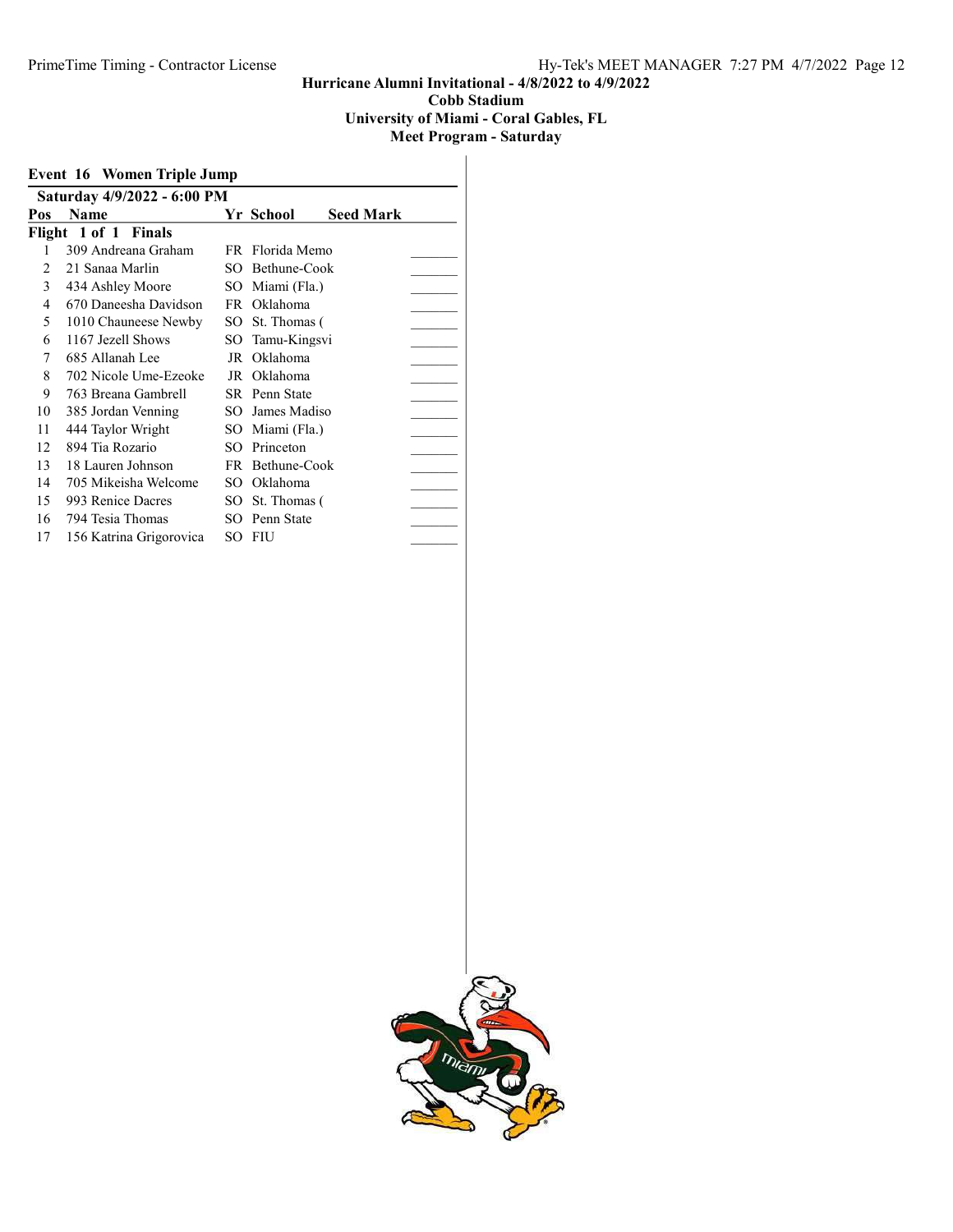**Hurricane Alumni Invitational - 4/8/2022 to 4/9/2022**
**Cobb Stadium**
**University of Miami - Coral Gables, FL**
**Meet Program - Saturday**

## Event 16 Women Triple Jump

**Saturday 4/9/2022 - 6:00 PM**

| Pos | Name | Yr | School | Seed Mark | |
|---|---|---|---|---|---|
| **Flight 1 of 1 Finals** | | | | | |
| 1 | 309 Andreana Graham | FR | Florida Memo | | _______ |
| 2 | 21 Sanaa Marlin | SO | Bethune-Cook | | _______ |
| 3 | 434 Ashley Moore | SO | Miami (Fla.) | | _______ |
| 4 | 670 Daneesha Davidson | FR | Oklahoma | | _______ |
| 5 | 1010 Chauneese Newby | SO | St. Thomas ( | | _______ |
| 6 | 1167 Jezell Shows | SO | Tamu-Kingsvi | | _______ |
| 7 | 685 Allanah Lee | JR | Oklahoma | | _______ |
| 8 | 702 Nicole Ume-Ezeoke | JR | Oklahoma | | _______ |
| 9 | 763 Breana Gambrell | SR | Penn State | | _______ |
| 10 | 385 Jordan Venning | SO | James Madiso | | _______ |
| 11 | 444 Taylor Wright | SO | Miami (Fla.) | | _______ |
| 12 | 894 Tia Rozario | SO | Princeton | | _______ |
| 13 | 18 Lauren Johnson | FR | Bethune-Cook | | _______ |
| 14 | 705 Mikeisha Welcome | SO | Oklahoma | | _______ |
| 15 | 993 Renice Dacres | SO | St. Thomas ( | | _______ |
| 16 | 794 Tesia Thomas | SO | Penn State | | _______ |
| 17 | 156 Katrina Grigorovica | SO | FIU | | _______ |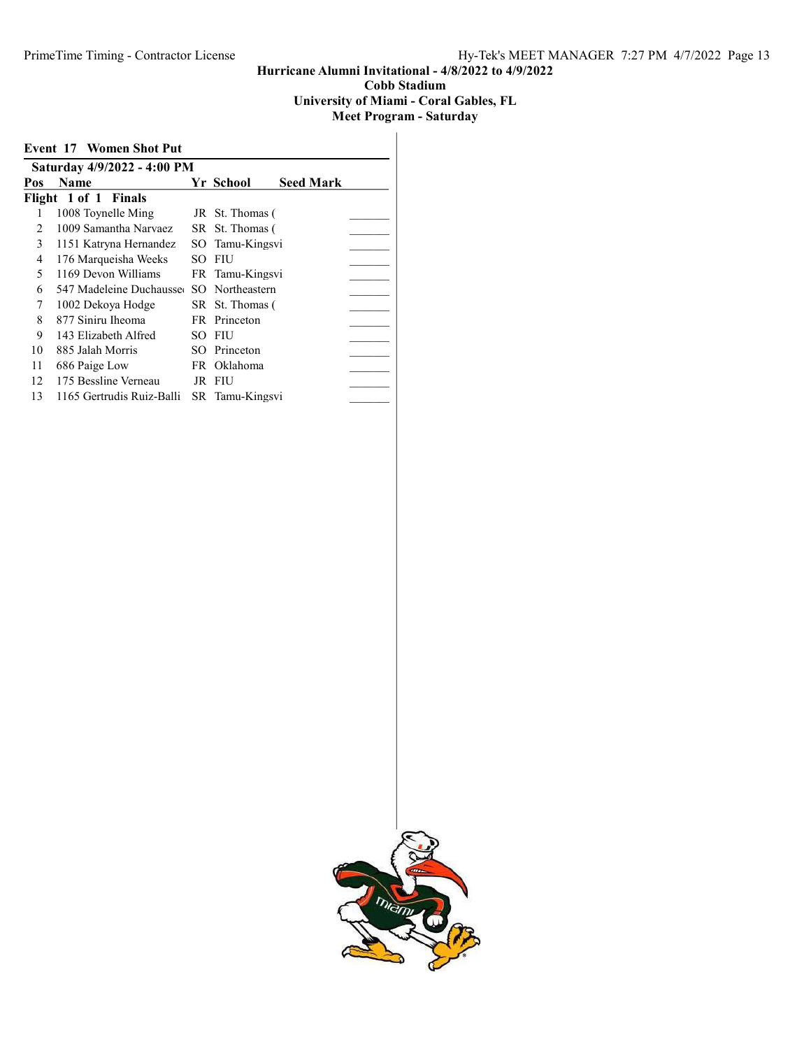## Hurricane Alumni Invitational - 4/8/2022 to 4/9/2022

**Cobb Stadium**

**University of Miami - Coral Gables, FL**

**Meet Program - Saturday**

### Event 17 Women Shot Put

**Saturday 4/9/2022 - 4:00 PM**

| Pos | Name | Yr | School | Seed Mark | |
|---|---|---|---|---|---|
| **Flight 1 of 1 Finals** | | | | | |
| 1 | 1008 Toynelle Ming | JR | St. Thomas ( | | _______ |
| 2 | 1009 Samantha Narvaez | SR | St. Thomas ( | | _______ |
| 3 | 1151 Katryna Hernandez | SO | Tamu-Kingsvi | | _______ |
| 4 | 176 Marqueisha Weeks | SO | FIU | | _______ |
| 5 | 1169 Devon Williams | FR | Tamu-Kingsvi | | _______ |
| 6 | 547 Madeleine Duchausse | SO | Northeastern | | _______ |
| 7 | 1002 Dekoya Hodge | SR | St. Thomas ( | | _______ |
| 8 | 877 Siniru Iheoma | FR | Princeton | | _______ |
| 9 | 143 Elizabeth Alfred | SO | FIU | | _______ |
| 10 | 885 Jalah Morris | SO | Princeton | | _______ |
| 11 | 686 Paige Low | FR | Oklahoma | | _______ |
| 12 | 175 Bessline Verneau | JR | FIU | | _______ |
| 13 | 1165 Gertrudis Ruiz-Balli | SR | Tamu-Kingsvi | | _______ |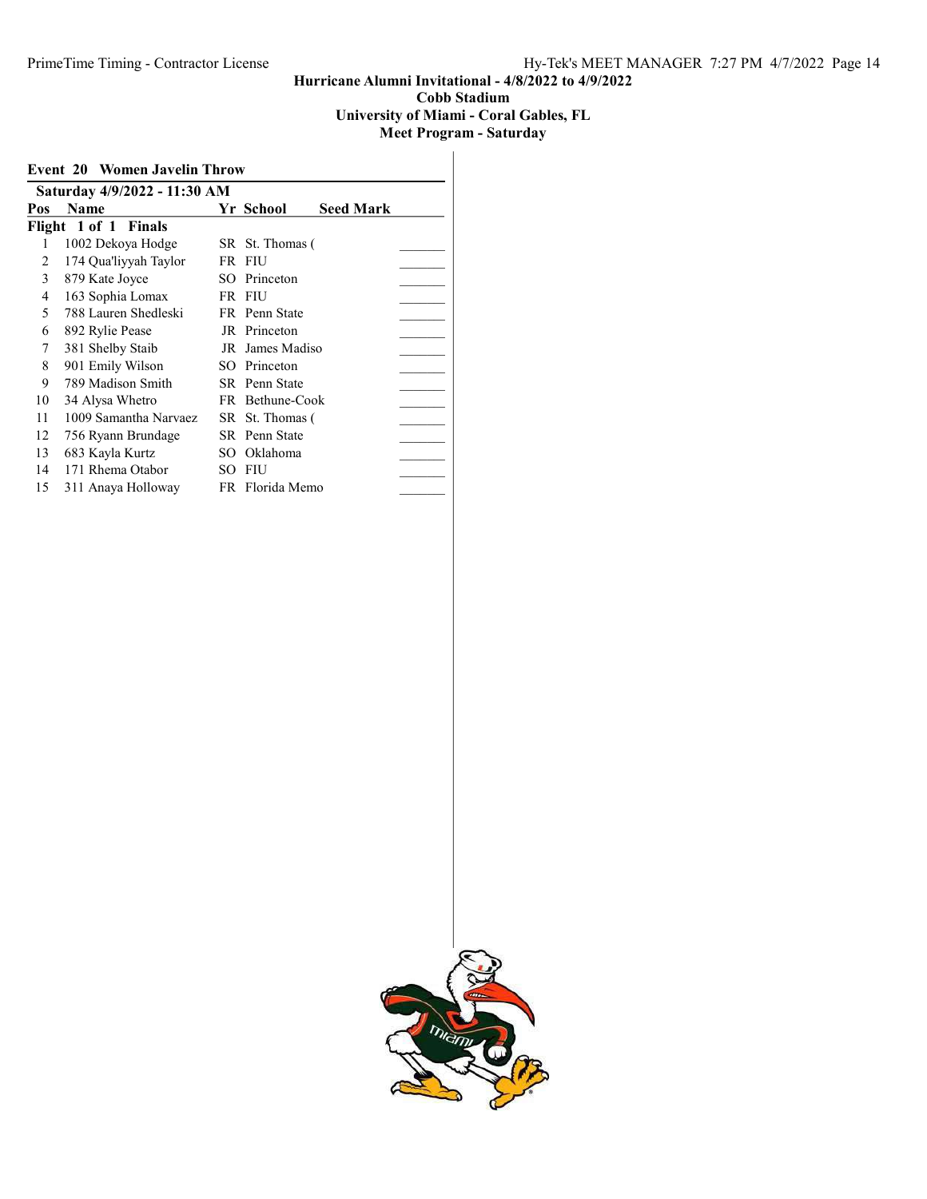**Hurricane Alumni Invitational - 4/8/2022 to 4/9/2022**
**Cobb Stadium**
**University of Miami - Coral Gables, FL**
**Meet Program - Saturday**

## Event 20 Women Javelin Throw

**Saturday 4/9/2022 - 11:30 AM**

| Pos | Name | Yr | School | Seed Mark | |
|---|---|---|---|---|---|
| **Flight 1 of 1 Finals** | | | | | |
| 1 | 1002 Dekoya Hodge | SR | St. Thomas ( | | _______ |
| 2 | 174 Qua'liyyah Taylor | FR | FIU | | _______ |
| 3 | 879 Kate Joyce | SO | Princeton | | _______ |
| 4 | 163 Sophia Lomax | FR | FIU | | _______ |
| 5 | 788 Lauren Shedleski | FR | Penn State | | _______ |
| 6 | 892 Rylie Pease | JR | Princeton | | _______ |
| 7 | 381 Shelby Staib | JR | James Madiso | | _______ |
| 8 | 901 Emily Wilson | SO | Princeton | | _______ |
| 9 | 789 Madison Smith | SR | Penn State | | _______ |
| 10 | 34 Alysa Whetro | FR | Bethune-Cook | | _______ |
| 11 | 1009 Samantha Narvaez | SR | St. Thomas ( | | _______ |
| 12 | 756 Ryann Brundage | SR | Penn State | | _______ |
| 13 | 683 Kayla Kurtz | SO | Oklahoma | | _______ |
| 14 | 171 Rhema Otabor | SO | FIU | | _______ |
| 15 | 311 Anaya Holloway | FR | Florida Memo | | _______ |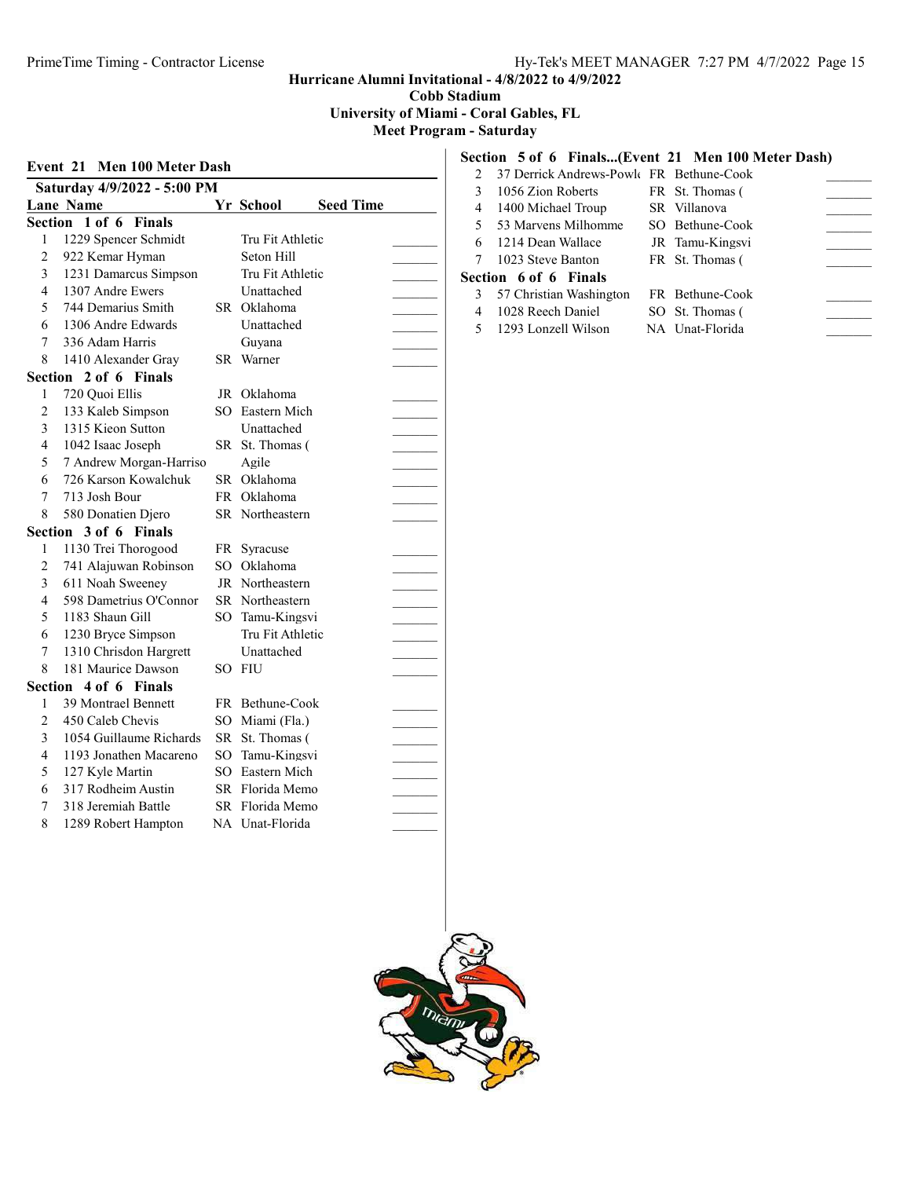# Hurricane Alumni Invitational - 4/8/2022 to 4/9/2022
## Cobb Stadium
## University of Miami - Coral Gables, FL
## Meet Program - Saturday

### Event 21 Men 100 Meter Dash

**Saturday 4/9/2022 - 5:00 PM**

| Lane | Name | Yr | School | Seed Time |
|---|---|---|---|---|
| **Section 1 of 6 Finals** | | | | |
| 1 | 1229 Spencer Schmidt | | Tru Fit Athletic | _______ |
| 2 | 922 Kemar Hyman | | Seton Hill | _______ |
| 3 | 1231 Damarcus Simpson | | Tru Fit Athletic | _______ |
| 4 | 1307 Andre Ewers | | Unattached | _______ |
| 5 | 744 Demarius Smith | SR | Oklahoma | _______ |
| 6 | 1306 Andre Edwards | | Unattached | _______ |
| 7 | 336 Adam Harris | | Guyana | _______ |
| 8 | 1410 Alexander Gray | SR | Warner | _______ |
| **Section 2 of 6 Finals** | | | | |
| 1 | 720 Quoi Ellis | JR | Oklahoma | _______ |
| 2 | 133 Kaleb Simpson | SO | Eastern Mich | _______ |
| 3 | 1315 Kieon Sutton | | Unattached | _______ |
| 4 | 1042 Isaac Joseph | SR | St. Thomas ( | _______ |
| 5 | 7 Andrew Morgan-Harriso | | Agile | _______ |
| 6 | 726 Karson Kowalchuk | SR | Oklahoma | _______ |
| 7 | 713 Josh Bour | FR | Oklahoma | _______ |
| 8 | 580 Donatien Djero | SR | Northeastern | _______ |
| **Section 3 of 6 Finals** | | | | |
| 1 | 1130 Trei Thorogood | FR | Syracuse | _______ |
| 2 | 741 Alajuwan Robinson | SO | Oklahoma | _______ |
| 3 | 611 Noah Sweeney | JR | Northeastern | _______ |
| 4 | 598 Dametrius O'Connor | SR | Northeastern | _______ |
| 5 | 1183 Shaun Gill | SO | Tamu-Kingsvi | _______ |
| 6 | 1230 Bryce Simpson | | Tru Fit Athletic | _______ |
| 7 | 1310 Chrisdon Hargrett | | Unattached | _______ |
| 8 | 181 Maurice Dawson | SO | FIU | _______ |
| **Section 4 of 6 Finals** | | | | |
| 1 | 39 Montrael Bennett | FR | Bethune-Cook | _______ |
| 2 | 450 Caleb Chevis | SO | Miami (Fla.) | _______ |
| 3 | 1054 Guillaume Richards | SR | St. Thomas ( | _______ |
| 4 | 1193 Jonathen Macareno | SO | Tamu-Kingsvi | _______ |
| 5 | 127 Kyle Martin | SO | Eastern Mich | _______ |
| 6 | 317 Rodheim Austin | SR | Florida Memo | _______ |
| 7 | 318 Jeremiah Battle | SR | Florida Memo | _______ |
| 8 | 1289 Robert Hampton | NA | Unat-Florida | _______ |
| **Section 5 of 6 Finals...(Event 21 Men 100 Meter Dash)** | | | | |
| 2 | 37 Derrick Andrews-Powl | FR | Bethune-Cook | _______ |
| 3 | 1056 Zion Roberts | FR | St. Thomas ( | _______ |
| 4 | 1400 Michael Troup | SR | Villanova | _______ |
| 5 | 53 Marvens Milhomme | SO | Bethune-Cook | _______ |
| 6 | 1214 Dean Wallace | JR | Tamu-Kingsvi | _______ |
| 7 | 1023 Steve Banton | FR | St. Thomas ( | _______ |
| **Section 6 of 6 Finals** | | | | |
| 3 | 57 Christian Washington | FR | Bethune-Cook | _______ |
| 4 | 1028 Reech Daniel | SO | St. Thomas ( | _______ |
| 5 | 1293 Lonzell Wilson | NA | Unat-Florida | _______ |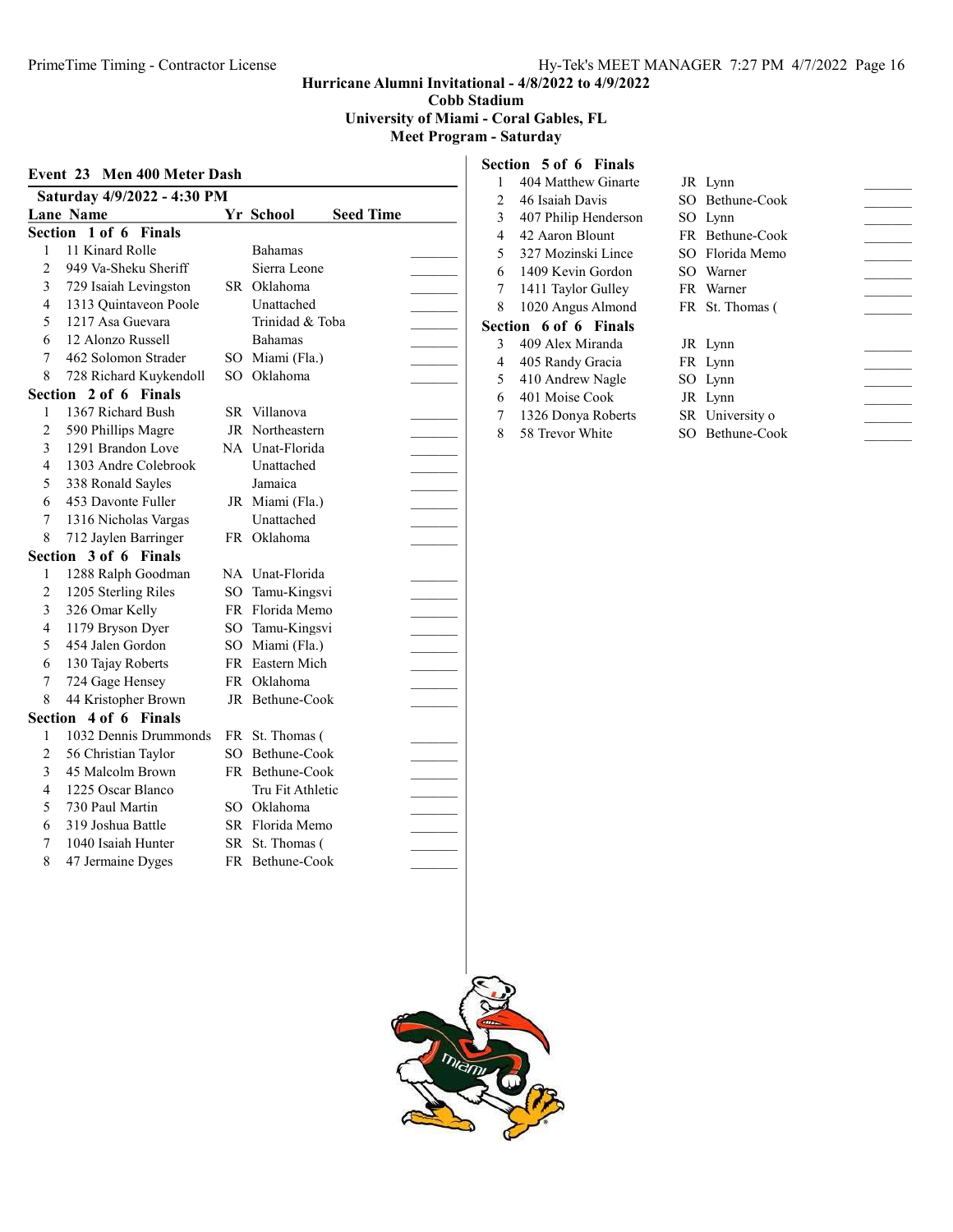# Hurricane Alumni Invitational - 4/8/2022 to 4/9/2022
## Cobb Stadium
## University of Miami - Coral Gables, FL
## Meet Program - Saturday

### Event 23 Men 400 Meter Dash

**Saturday 4/9/2022 - 4:30 PM**

| Lane | Name | Yr | School | Seed Time |
|---|---|---|---|---|
| **Section 1 of 6 Finals** | | | | |
| 1 | 11 Kinard Rolle | | Bahamas | _______ |
| 2 | 949 Va-Sheku Sheriff | | Sierra Leone | _______ |
| 3 | 729 Isaiah Levingston | SR | Oklahoma | _______ |
| 4 | 1313 Quintaveon Poole | | Unattached | _______ |
| 5 | 1217 Asa Guevara | | Trinidad & Toba | _______ |
| 6 | 12 Alonzo Russell | | Bahamas | _______ |
| 7 | 462 Solomon Strader | SO | Miami (Fla.) | _______ |
| 8 | 728 Richard Kuykendoll | SO | Oklahoma | _______ |
| **Section 2 of 6 Finals** | | | | |
| 1 | 1367 Richard Bush | SR | Villanova | _______ |
| 2 | 590 Phillips Magre | JR | Northeastern | _______ |
| 3 | 1291 Brandon Love | NA | Unat-Florida | _______ |
| 4 | 1303 Andre Colebrook | | Unattached | _______ |
| 5 | 338 Ronald Sayles | | Jamaica | _______ |
| 6 | 453 Davonte Fuller | JR | Miami (Fla.) | _______ |
| 7 | 1316 Nicholas Vargas | | Unattached | _______ |
| 8 | 712 Jaylen Barringer | FR | Oklahoma | _______ |
| **Section 3 of 6 Finals** | | | | |
| 1 | 1288 Ralph Goodman | NA | Unat-Florida | _______ |
| 2 | 1205 Sterling Riles | SO | Tamu-Kingsvi | _______ |
| 3 | 326 Omar Kelly | FR | Florida Memo | _______ |
| 4 | 1179 Bryson Dyer | SO | Tamu-Kingsvi | _______ |
| 5 | 454 Jalen Gordon | SO | Miami (Fla.) | _______ |
| 6 | 130 Tajay Roberts | FR | Eastern Mich | _______ |
| 7 | 724 Gage Hensey | FR | Oklahoma | _______ |
| 8 | 44 Kristopher Brown | JR | Bethune-Cook | _______ |
| **Section 4 of 6 Finals** | | | | |
| 1 | 1032 Dennis Drummonds | FR | St. Thomas ( | _______ |
| 2 | 56 Christian Taylor | SO | Bethune-Cook | _______ |
| 3 | 45 Malcolm Brown | FR | Bethune-Cook | _______ |
| 4 | 1225 Oscar Blanco | | Tru Fit Athletic | _______ |
| 5 | 730 Paul Martin | SO | Oklahoma | _______ |
| 6 | 319 Joshua Battle | SR | Florida Memo | _______ |
| 7 | 1040 Isaiah Hunter | SR | St. Thomas ( | _______ |
| 8 | 47 Jermaine Dyges | FR | Bethune-Cook | _______ |
| **Section 5 of 6 Finals** | | | | |
| 1 | 404 Matthew Ginarte | JR | Lynn | _______ |
| 2 | 46 Isaiah Davis | SO | Bethune-Cook | _______ |
| 3 | 407 Philip Henderson | SO | Lynn | _______ |
| 4 | 42 Aaron Blount | FR | Bethune-Cook | _______ |
| 5 | 327 Mozinski Lince | SO | Florida Memo | _______ |
| 6 | 1409 Kevin Gordon | SO | Warner | _______ |
| 7 | 1411 Taylor Gulley | FR | Warner | _______ |
| 8 | 1020 Angus Almond | FR | St. Thomas ( | _______ |
| **Section 6 of 6 Finals** | | | | |
| 3 | 409 Alex Miranda | JR | Lynn | _______ |
| 4 | 405 Randy Gracia | FR | Lynn | _______ |
| 5 | 410 Andrew Nagle | SO | Lynn | _______ |
| 6 | 401 Moise Cook | JR | Lynn | _______ |
| 7 | 1326 Donya Roberts | SR | University o | _______ |
| 8 | 58 Trevor White | SO | Bethune-Cook | _______ |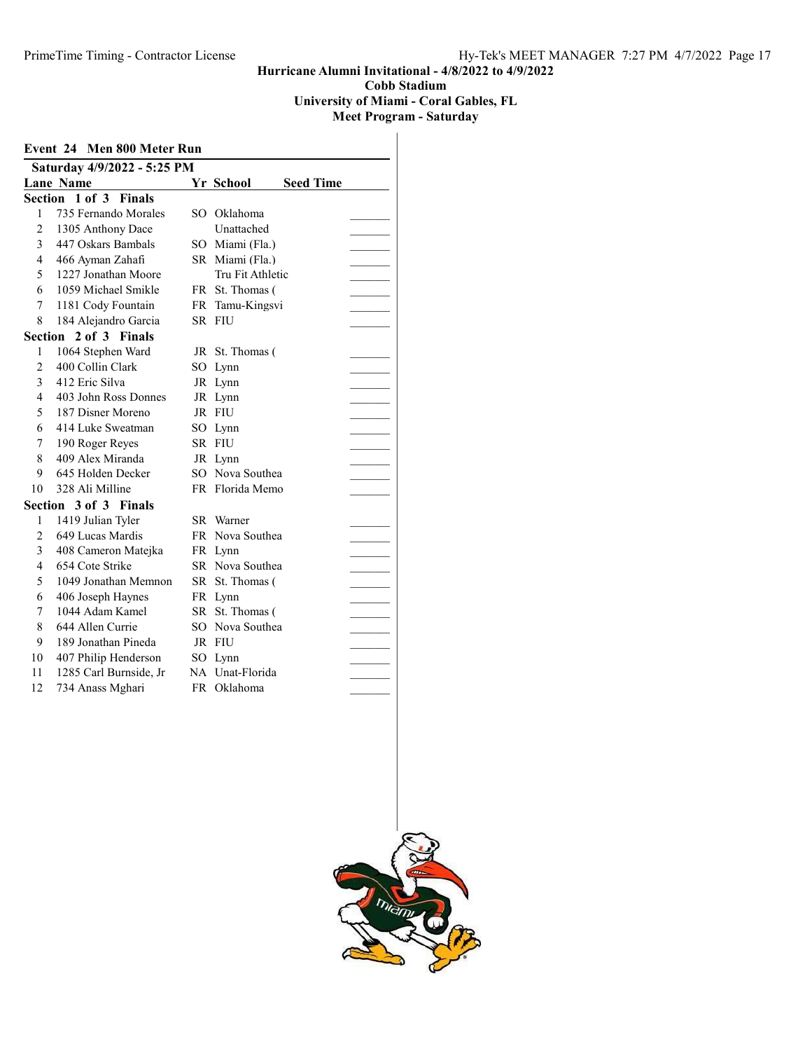**Hurricane Alumni Invitational - 4/8/2022 to 4/9/2022**
**Cobb Stadium**
**University of Miami - Coral Gables, FL**
**Meet Program - Saturday**

## Event 24 Men 800 Meter Run

**Saturday 4/9/2022 - 5:25 PM**

| Lane | Name | Yr | School | Seed Time |
|---|---|---|---|---|
| **Section 1 of 3 Finals** | | | | |
| 1 | 735 Fernando Morales | SO | Oklahoma | _______ |
| 2 | 1305 Anthony Dace | | Unattached | _______ |
| 3 | 447 Oskars Bambals | SO | Miami (Fla.) | _______ |
| 4 | 466 Ayman Zahafi | SR | Miami (Fla.) | _______ |
| 5 | 1227 Jonathan Moore | | Tru Fit Athletic | _______ |
| 6 | 1059 Michael Smikle | FR | St. Thomas ( | _______ |
| 7 | 1181 Cody Fountain | FR | Tamu-Kingsvi | _______ |
| 8 | 184 Alejandro Garcia | SR | FIU | _______ |
| **Section 2 of 3 Finals** | | | | |
| 1 | 1064 Stephen Ward | JR | St. Thomas ( | _______ |
| 2 | 400 Collin Clark | SO | Lynn | _______ |
| 3 | 412 Eric Silva | JR | Lynn | _______ |
| 4 | 403 John Ross Donnes | JR | Lynn | _______ |
| 5 | 187 Disner Moreno | JR | FIU | _______ |
| 6 | 414 Luke Sweatman | SO | Lynn | _______ |
| 7 | 190 Roger Reyes | SR | FIU | _______ |
| 8 | 409 Alex Miranda | JR | Lynn | _______ |
| 9 | 645 Holden Decker | SO | Nova Southea | _______ |
| 10 | 328 Ali Milline | FR | Florida Memo | _______ |
| **Section 3 of 3 Finals** | | | | |
| 1 | 1419 Julian Tyler | SR | Warner | _______ |
| 2 | 649 Lucas Mardis | FR | Nova Southea | _______ |
| 3 | 408 Cameron Matejka | FR | Lynn | _______ |
| 4 | 654 Cote Strike | SR | Nova Southea | _______ |
| 5 | 1049 Jonathan Memnon | SR | St. Thomas ( | _______ |
| 6 | 406 Joseph Haynes | FR | Lynn | _______ |
| 7 | 1044 Adam Kamel | SR | St. Thomas ( | _______ |
| 8 | 644 Allen Currie | SO | Nova Southea | _______ |
| 9 | 189 Jonathan Pineda | JR | FIU | _______ |
| 10 | 407 Philip Henderson | SO | Lynn | _______ |
| 11 | 1285 Carl Burnside, Jr | NA | Unat-Florida | _______ |
| 12 | 734 Anass Mghari | FR | Oklahoma | _______ |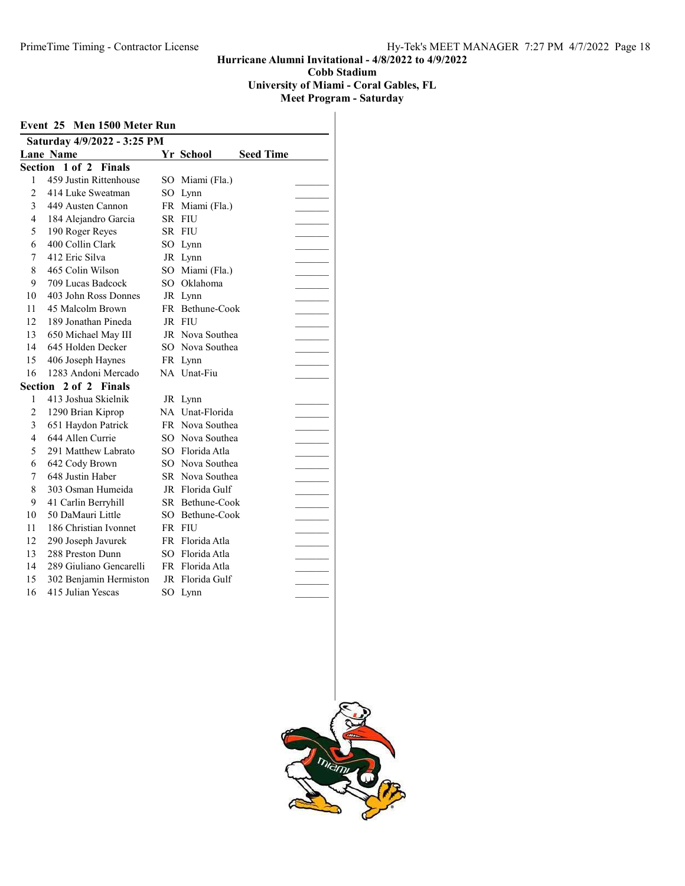# Hurricane Alumni Invitational - 4/8/2022 to 4/9/2022

## Cobb Stadium

## University of Miami - Coral Gables, FL

## Meet Program - Saturday

### Event 25 Men 1500 Meter Run

**Saturday 4/9/2022 - 3:25 PM**

| Lane | Name | Yr | School | Seed Time | |
|---|---|---|---|---|---|
| **Section 1 of 2 Finals** | | | | | |
| 1 | 459 Justin Rittenhouse | SO | Miami (Fla.) | | _______ |
| 2 | 414 Luke Sweatman | SO | Lynn | | _______ |
| 3 | 449 Austen Cannon | FR | Miami (Fla.) | | _______ |
| 4 | 184 Alejandro Garcia | SR | FIU | | _______ |
| 5 | 190 Roger Reyes | SR | FIU | | _______ |
| 6 | 400 Collin Clark | SO | Lynn | | _______ |
| 7 | 412 Eric Silva | JR | Lynn | | _______ |
| 8 | 465 Colin Wilson | SO | Miami (Fla.) | | _______ |
| 9 | 709 Lucas Badcock | SO | Oklahoma | | _______ |
| 10 | 403 John Ross Donnes | JR | Lynn | | _______ |
| 11 | 45 Malcolm Brown | FR | Bethune-Cook | | _______ |
| 12 | 189 Jonathan Pineda | JR | FIU | | _______ |
| 13 | 650 Michael May III | JR | Nova Southea | | _______ |
| 14 | 645 Holden Decker | SO | Nova Southea | | _______ |
| 15 | 406 Joseph Haynes | FR | Lynn | | _______ |
| 16 | 1283 Andoni Mercado | NA | Unat-Fiu | | _______ |
| **Section 2 of 2 Finals** | | | | | |
| 1 | 413 Joshua Skielnik | JR | Lynn | | _______ |
| 2 | 1290 Brian Kiprop | NA | Unat-Florida | | _______ |
| 3 | 651 Haydon Patrick | FR | Nova Southea | | _______ |
| 4 | 644 Allen Currie | SO | Nova Southea | | _______ |
| 5 | 291 Matthew Labrato | SO | Florida Atla | | _______ |
| 6 | 642 Cody Brown | SO | Nova Southea | | _______ |
| 7 | 648 Justin Haber | SR | Nova Southea | | _______ |
| 8 | 303 Osman Humeida | JR | Florida Gulf | | _______ |
| 9 | 41 Carlin Berryhill | SR | Bethune-Cook | | _______ |
| 10 | 50 DaMauri Little | SO | Bethune-Cook | | _______ |
| 11 | 186 Christian Ivonnet | FR | FIU | | _______ |
| 12 | 290 Joseph Javurek | FR | Florida Atla | | _______ |
| 13 | 288 Preston Dunn | SO | Florida Atla | | _______ |
| 14 | 289 Giuliano Gencarelli | FR | Florida Atla | | _______ |
| 15 | 302 Benjamin Hermiston | JR | Florida Gulf | | _______ |
| 16 | 415 Julian Yescas | SO | Lynn | | _______ |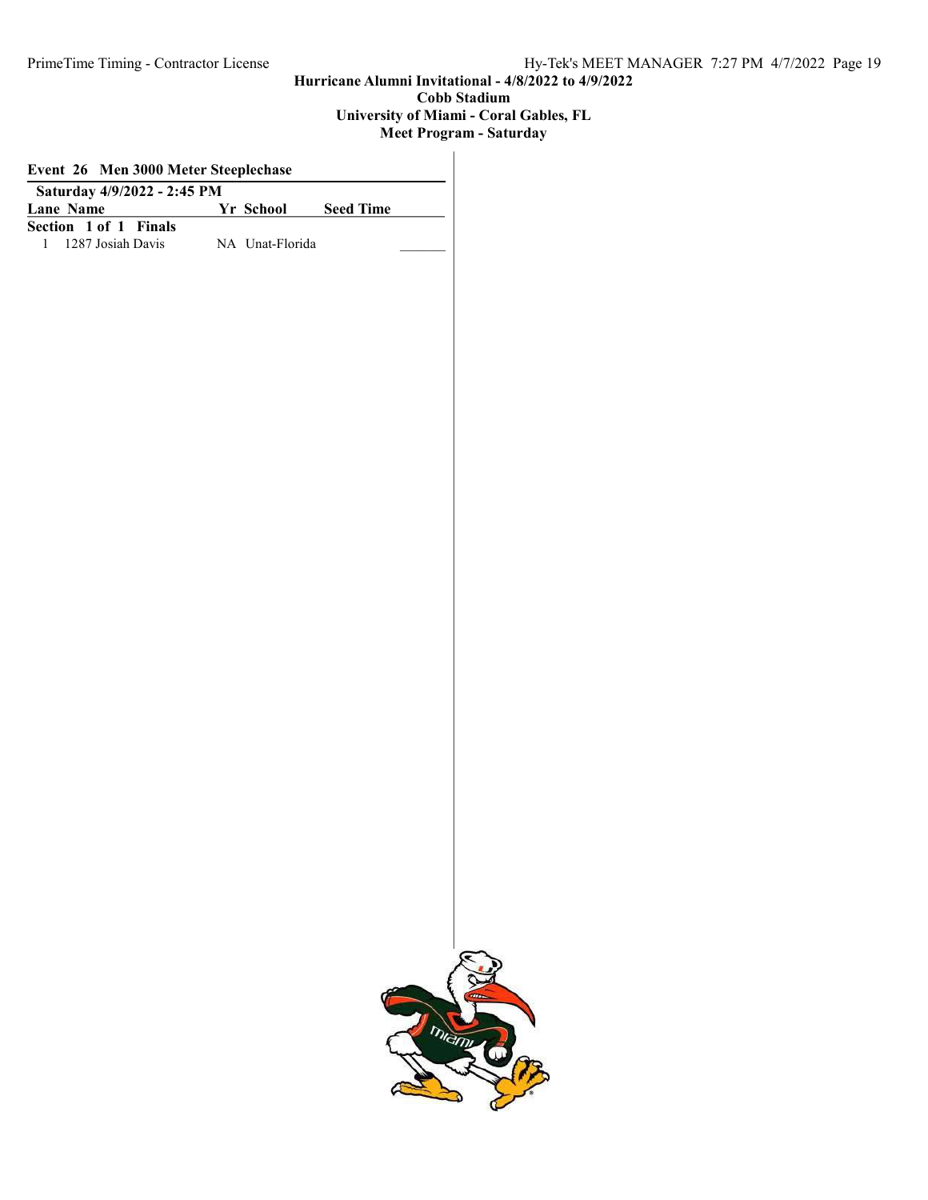**Hurricane Alumni Invitational - 4/8/2022 to 4/9/2022**
**Cobb Stadium**
**University of Miami - Coral Gables, FL**
**Meet Program - Saturday**

### Event 26 Men 3000 Meter Steeplechase

**Saturday 4/9/2022 - 2:45 PM**

| Lane | Name | Yr | School | Seed Time | |
|---|---|---|---|---|---|
| **Section 1 of 1 Finals** | | | | | |
| 1 | 1287 Josiah Davis | NA | Unat-Florida | | _______ |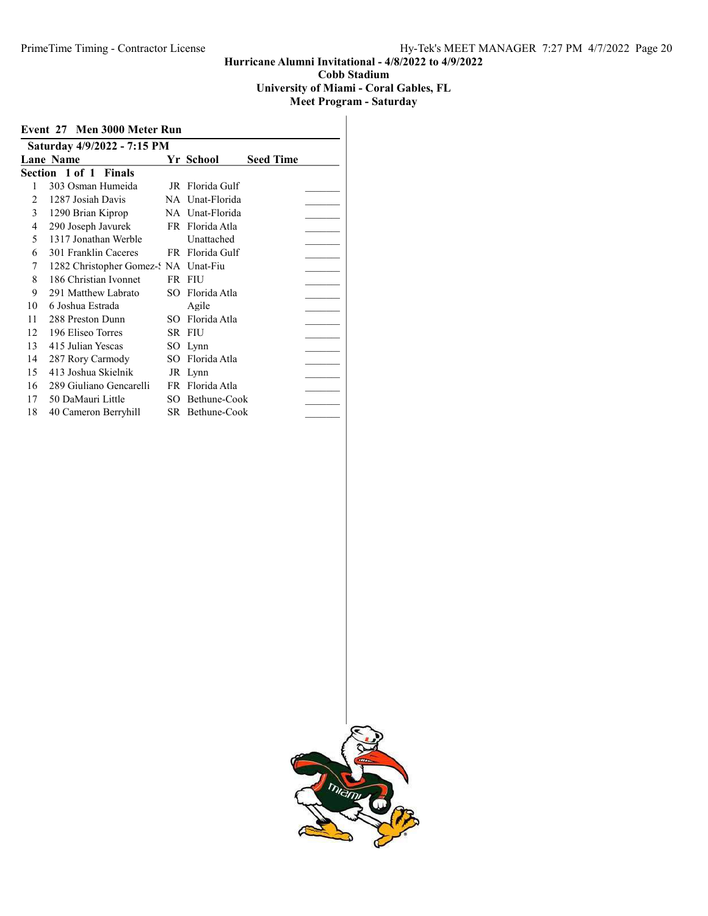# Hurricane Alumni Invitational - 4/8/2022 to 4/9/2022
## Cobb Stadium
## University of Miami - Coral Gables, FL
## Meet Program - Saturday

### Event 27 Men 3000 Meter Run

**Saturday 4/9/2022 - 7:15 PM**

**Section 1 of 1 Finals**

| Lane | Name | Yr | School | Seed Time |
|---|---|---|---|---|
| 1 | 303 Osman Humeida | JR | Florida Gulf | |
| 2 | 1287 Josiah Davis | NA | Unat-Florida | |
| 3 | 1290 Brian Kiprop | NA | Unat-Florida | |
| 4 | 290 Joseph Javurek | FR | Florida Atla | |
| 5 | 1317 Jonathan Werble | | Unattached | |
| 6 | 301 Franklin Caceres | FR | Florida Gulf | |
| 7 | 1282 Christopher Gomez-S | NA | Unat-Fiu | |
| 8 | 186 Christian Ivonnet | FR | FIU | |
| 9 | 291 Matthew Labrato | SO | Florida Atla | |
| 10 | 6 Joshua Estrada | | Agile | |
| 11 | 288 Preston Dunn | SO | Florida Atla | |
| 12 | 196 Eliseo Torres | SR | FIU | |
| 13 | 415 Julian Yescas | SO | Lynn | |
| 14 | 287 Rory Carmody | SO | Florida Atla | |
| 15 | 413 Joshua Skielnik | JR | Lynn | |
| 16 | 289 Giuliano Gencarelli | FR | Florida Atla | |
| 17 | 50 DaMauri Little | SO | Bethune-Cook | |
| 18 | 40 Cameron Berryhill | SR | Bethune-Cook | |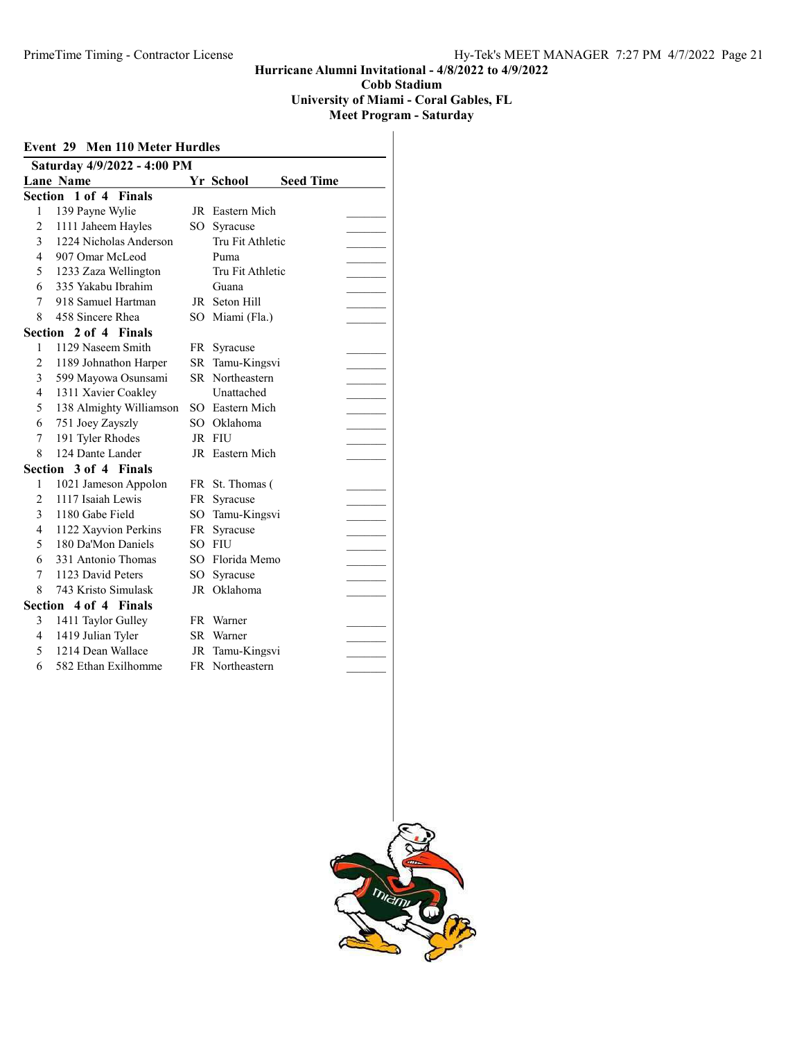Hurricane Alumni Invitational - 4/8/2022 to 4/9/2022

Cobb Stadium

University of Miami - Coral Gables, FL

Meet Program - Saturday

## Event 29 Men 110 Meter Hurdles

**Saturday 4/9/2022 - 4:00 PM**

| Lane | Name | Yr | School | Seed Time |
|---|---|---|---|---|
| **Section 1 of 4 Finals** | | | | |
| 1 | 139 Payne Wylie | JR | Eastern Mich | _______ |
| 2 | 1111 Jaheem Hayles | SO | Syracuse | _______ |
| 3 | 1224 Nicholas Anderson | | Tru Fit Athletic | _______ |
| 4 | 907 Omar McLeod | | Puma | _______ |
| 5 | 1233 Zaza Wellington | | Tru Fit Athletic | _______ |
| 6 | 335 Yakabu Ibrahim | | Guana | _______ |
| 7 | 918 Samuel Hartman | JR | Seton Hill | _______ |
| 8 | 458 Sincere Rhea | SO | Miami (Fla.) | _______ |
| **Section 2 of 4 Finals** | | | | |
| 1 | 1129 Naseem Smith | FR | Syracuse | _______ |
| 2 | 1189 Johnathon Harper | SR | Tamu-Kingsvi | _______ |
| 3 | 599 Mayowa Osunsami | SR | Northeastern | _______ |
| 4 | 1311 Xavier Coakley | | Unattached | _______ |
| 5 | 138 Almighty Williamson | SO | Eastern Mich | _______ |
| 6 | 751 Joey Zayszly | SO | Oklahoma | _______ |
| 7 | 191 Tyler Rhodes | JR | FIU | _______ |
| 8 | 124 Dante Lander | JR | Eastern Mich | _______ |
| **Section 3 of 4 Finals** | | | | |
| 1 | 1021 Jameson Appolon | FR | St. Thomas ( | _______ |
| 2 | 1117 Isaiah Lewis | FR | Syracuse | _______ |
| 3 | 1180 Gabe Field | SO | Tamu-Kingsvi | _______ |
| 4 | 1122 Xayvion Perkins | FR | Syracuse | _______ |
| 5 | 180 Da'Mon Daniels | SO | FIU | _______ |
| 6 | 331 Antonio Thomas | SO | Florida Memo | _______ |
| 7 | 1123 David Peters | SO | Syracuse | _______ |
| 8 | 743 Kristo Simulask | JR | Oklahoma | _______ |
| **Section 4 of 4 Finals** | | | | |
| 3 | 1411 Taylor Gulley | FR | Warner | _______ |
| 4 | 1419 Julian Tyler | SR | Warner | _______ |
| 5 | 1214 Dean Wallace | JR | Tamu-Kingsvi | _______ |
| 6 | 582 Ethan Exilhomme | FR | Northeastern | _______ |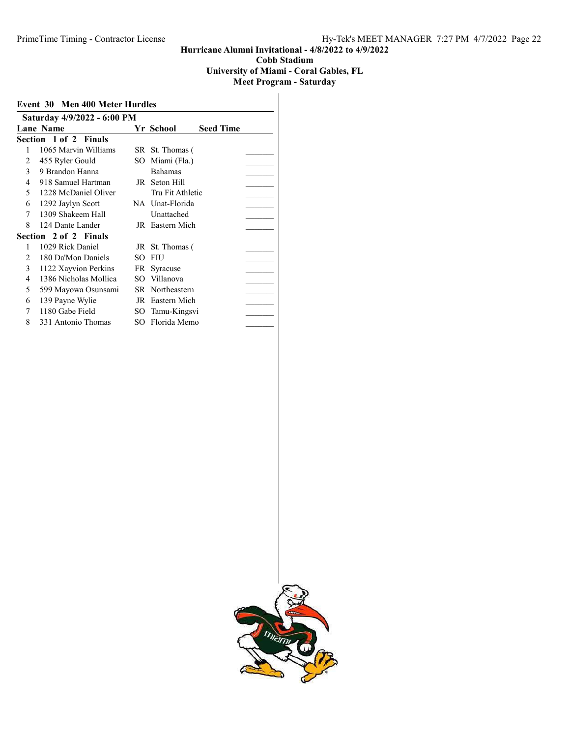**Hurricane Alumni Invitational - 4/8/2022 to 4/9/2022**
**Cobb Stadium**
**University of Miami - Coral Gables, FL**
**Meet Program - Saturday**

## Event 30 Men 400 Meter Hurdles

**Saturday 4/9/2022 - 6:00 PM**

| Lane | Name | Yr | School | Seed Time |
|---|---|---|---|---|
| **Section 1 of 2 Finals** | | | | |
| 1 | 1065 Marvin Williams | SR | St. Thomas ( | _______ |
| 2 | 455 Ryler Gould | SO | Miami (Fla.) | _______ |
| 3 | 9 Brandon Hanna | | Bahamas | _______ |
| 4 | 918 Samuel Hartman | JR | Seton Hill | _______ |
| 5 | 1228 McDaniel Oliver | | Tru Fit Athletic | _______ |
| 6 | 1292 Jaylyn Scott | NA | Unat-Florida | _______ |
| 7 | 1309 Shakeem Hall | | Unattached | _______ |
| 8 | 124 Dante Lander | JR | Eastern Mich | _______ |
| **Section 2 of 2 Finals** | | | | |
| 1 | 1029 Rick Daniel | JR | St. Thomas ( | _______ |
| 2 | 180 Da'Mon Daniels | SO | FIU | _______ |
| 3 | 1122 Xayvion Perkins | FR | Syracuse | _______ |
| 4 | 1386 Nicholas Mollica | SO | Villanova | _______ |
| 5 | 599 Mayowa Osunsami | SR | Northeastern | _______ |
| 6 | 139 Payne Wylie | JR | Eastern Mich | _______ |
| 7 | 1180 Gabe Field | SO | Tamu-Kingsvi | _______ |
| 8 | 331 Antonio Thomas | SO | Florida Memo | _______ |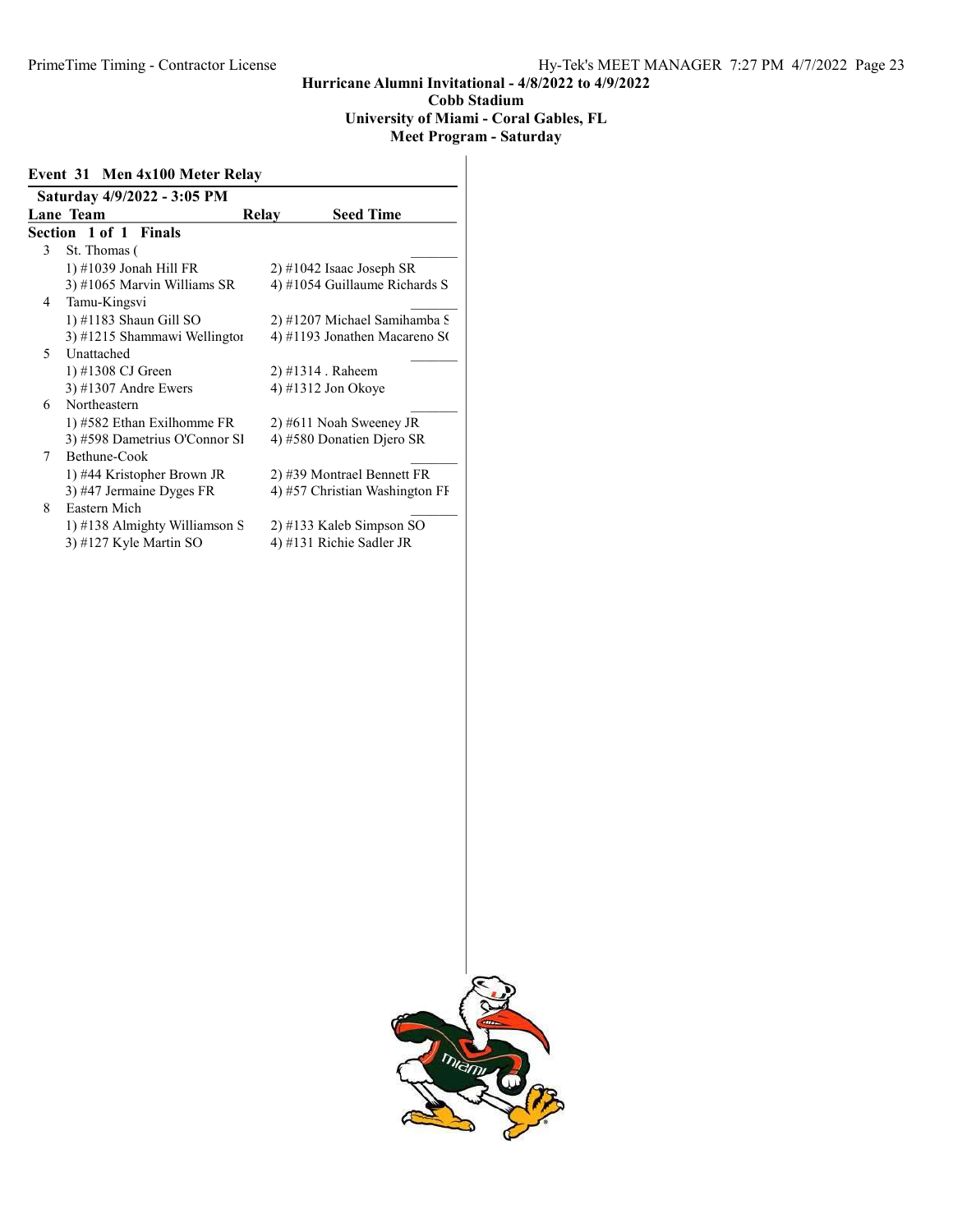Hurricane Alumni Invitational - 4/8/2022 to 4/9/2022
Cobb Stadium
University of Miami - Coral Gables, FL
Meet Program - Saturday

## Event 31 Men 4x100 Meter Relay

**Saturday 4/9/2022 - 3:05 PM**

| Lane | Team | Relay | Seed Time |
|---|---|---|---|
| **Section 1 of 1 Finals** | | | |
| 3 | St. Thomas ( | | _______ |
| | 1) #1039 Jonah Hill FR | 2) #1042 Isaac Joseph SR | |
| | 3) #1065 Marvin Williams SR | 4) #1054 Guillaume Richards S | |
| 4 | Tamu-Kingsvi | | _______ |
| | 1) #1183 Shaun Gill SO | 2) #1207 Michael Samihamba S | |
| | 3) #1215 Shammawi Wellingtor | 4) #1193 Jonathen Macareno S( | |
| 5 | Unattached | | _______ |
| | 1) #1308 CJ Green | 2) #1314 . Raheem | |
| | 3) #1307 Andre Ewers | 4) #1312 Jon Okoye | |
| 6 | Northeastern | | _______ |
| | 1) #582 Ethan Exilhomme FR | 2) #611 Noah Sweeney JR | |
| | 3) #598 Dametrius O'Connor SI | 4) #580 Donatien Djero SR | |
| 7 | Bethune-Cook | | _______ |
| | 1) #44 Kristopher Brown JR | 2) #39 Montrael Bennett FR | |
| | 3) #47 Jermaine Dyges FR | 4) #57 Christian Washington FI | |
| 8 | Eastern Mich | | _______ |
| | 1) #138 Almighty Williamson S | 2) #133 Kaleb Simpson SO | |
| | 3) #127 Kyle Martin SO | 4) #131 Richie Sadler JR | |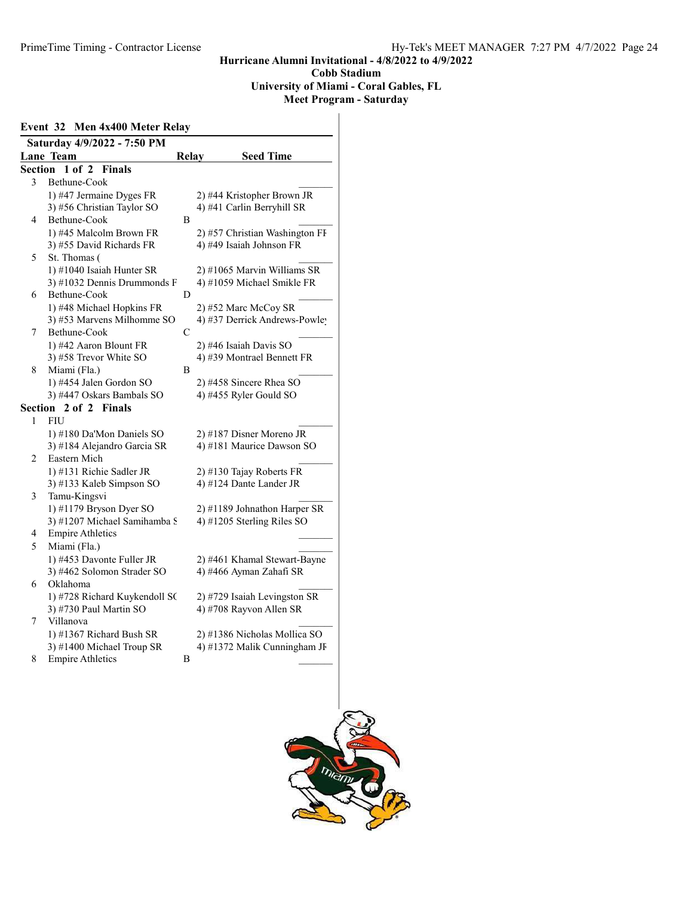# Hurricane Alumni Invitational - 4/8/2022 to 4/9/2022
## Cobb Stadium
## University of Miami - Coral Gables, FL
## Meet Program - Saturday

### Event 32 Men 4x400 Meter Relay

**Saturday 4/9/2022 - 7:50 PM**

| Lane | Team | Relay | Seed Time |
|---|---|---|---|
| **Section 1 of 2 Finals** | | | |
| 3 | Bethune-Cook | | _______ |
| | 1) #47 Jermaine Dyges FR | 2) #44 Kristopher Brown JR | |
| | 3) #56 Christian Taylor SO | 4) #41 Carlin Berryhill SR | |
| 4 | Bethune-Cook | B | _______ |
| | 1) #45 Malcolm Brown FR | 2) #57 Christian Washington FF | |
| | 3) #55 David Richards FR | 4) #49 Isaiah Johnson FR | |
| 5 | St. Thomas ( | | _______ |
| | 1) #1040 Isaiah Hunter SR | 2) #1065 Marvin Williams SR | |
| | 3) #1032 Dennis Drummonds F | 4) #1059 Michael Smikle FR | |
| 6 | Bethune-Cook | D | _______ |
| | 1) #48 Michael Hopkins FR | 2) #52 Marc McCoy SR | |
| | 3) #53 Marvens Milhomme SO | 4) #37 Derrick Andrews-Powley | |
| 7 | Bethune-Cook | C | _______ |
| | 1) #42 Aaron Blount FR | 2) #46 Isaiah Davis SO | |
| | 3) #58 Trevor White SO | 4) #39 Montrael Bennett FR | |
| 8 | Miami (Fla.) | B | _______ |
| | 1) #454 Jalen Gordon SO | 2) #458 Sincere Rhea SO | |
| | 3) #447 Oskars Bambals SO | 4) #455 Ryler Gould SO | |
| **Section 2 of 2 Finals** | | | |
| 1 | FIU | | _______ |
| | 1) #180 Da'Mon Daniels SO | 2) #187 Disner Moreno JR | |
| | 3) #184 Alejandro Garcia SR | 4) #181 Maurice Dawson SO | |
| 2 | Eastern Mich | | _______ |
| | 1) #131 Richie Sadler JR | 2) #130 Tajay Roberts FR | |
| | 3) #133 Kaleb Simpson SO | 4) #124 Dante Lander JR | |
| 3 | Tamu-Kingsvi | | _______ |
| | 1) #1179 Bryson Dyer SO | 2) #1189 Johnathon Harper SR | |
| | 3) #1207 Michael Samihamba S | 4) #1205 Sterling Riles SO | |
| 4 | Empire Athletics | | _______ |
| 5 | Miami (Fla.) | | _______ |
| | 1) #453 Davonte Fuller JR | 2) #461 Khamal Stewart-Bayne | |
| | 3) #462 Solomon Strader SO | 4) #466 Ayman Zahafi SR | |
| 6 | Oklahoma | | _______ |
| | 1) #728 Richard Kuykendoll SC | 2) #729 Isaiah Levingston SR | |
| | 3) #730 Paul Martin SO | 4) #708 Rayvon Allen SR | |
| 7 | Villanova | | _______ |
| | 1) #1367 Richard Bush SR | 2) #1386 Nicholas Mollica SO | |
| | 3) #1400 Michael Troup SR | 4) #1372 Malik Cunningham JI | |
| 8 | Empire Athletics | B | _______ |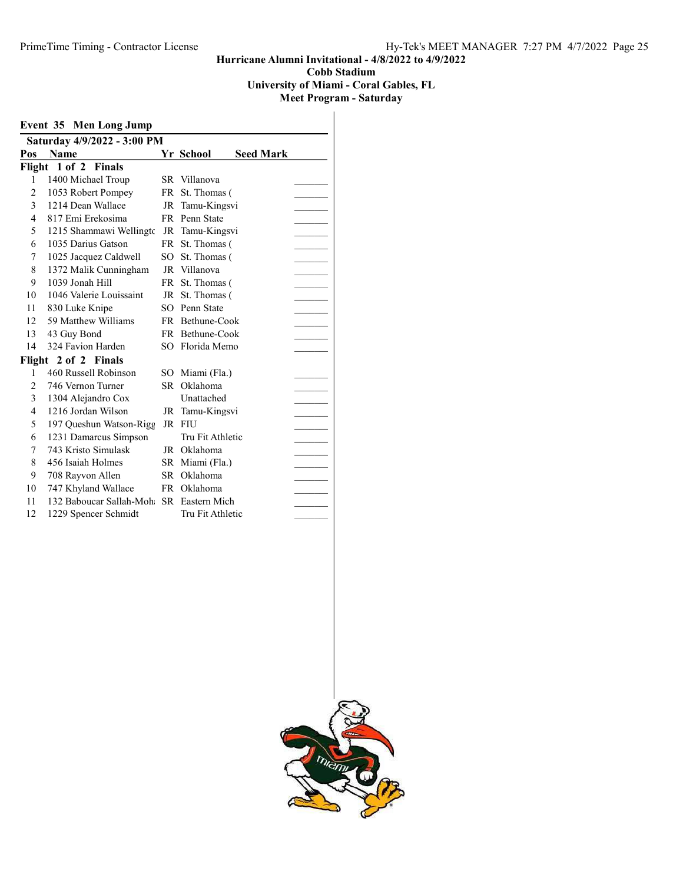**Hurricane Alumni Invitational - 4/8/2022 to 4/9/2022**
**Cobb Stadium**
**University of Miami - Coral Gables, FL**
**Meet Program - Saturday**

## Event 35 Men Long Jump

**Saturday 4/9/2022 - 3:00 PM**

| Pos | Name | Yr | School | Seed Mark | |
|---|---|---|---|---|---|
| **Flight 1 of 2 Finals** | | | | | |
| 1 | 1400 Michael Troup | SR | Villanova | | _______ |
| 2 | 1053 Robert Pompey | FR | St. Thomas ( | | _______ |
| 3 | 1214 Dean Wallace | JR | Tamu-Kingsvi | | _______ |
| 4 | 817 Emi Erekosima | FR | Penn State | | _______ |
| 5 | 1215 Shammawi Wellingtc | JR | Tamu-Kingsvi | | _______ |
| 6 | 1035 Darius Gatson | FR | St. Thomas ( | | _______ |
| 7 | 1025 Jacquez Caldwell | SO | St. Thomas ( | | _______ |
| 8 | 1372 Malik Cunningham | JR | Villanova | | _______ |
| 9 | 1039 Jonah Hill | FR | St. Thomas ( | | _______ |
| 10 | 1046 Valerie Louissaint | JR | St. Thomas ( | | _______ |
| 11 | 830 Luke Knipe | SO | Penn State | | _______ |
| 12 | 59 Matthew Williams | FR | Bethune-Cook | | _______ |
| 13 | 43 Guy Bond | FR | Bethune-Cook | | _______ |
| 14 | 324 Favion Harden | SO | Florida Memo | | _______ |
| **Flight 2 of 2 Finals** | | | | | |
| 1 | 460 Russell Robinson | SO | Miami (Fla.) | | _______ |
| 2 | 746 Vernon Turner | SR | Oklahoma | | _______ |
| 3 | 1304 Alejandro Cox | | Unattached | | _______ |
| 4 | 1216 Jordan Wilson | JR | Tamu-Kingsvi | | _______ |
| 5 | 197 Queshun Watson-Rigg | JR | FIU | | _______ |
| 6 | 1231 Damarcus Simpson | | Tru Fit Athletic | | _______ |
| 7 | 743 Kristo Simulask | JR | Oklahoma | | _______ |
| 8 | 456 Isaiah Holmes | SR | Miami (Fla.) | | _______ |
| 9 | 708 Rayvon Allen | SR | Oklahoma | | _______ |
| 10 | 747 Khyland Wallace | FR | Oklahoma | | _______ |
| 11 | 132 Baboucar Sallah-Moh | SR | Eastern Mich | | _______ |
| 12 | 1229 Spencer Schmidt | | Tru Fit Athletic | | _______ |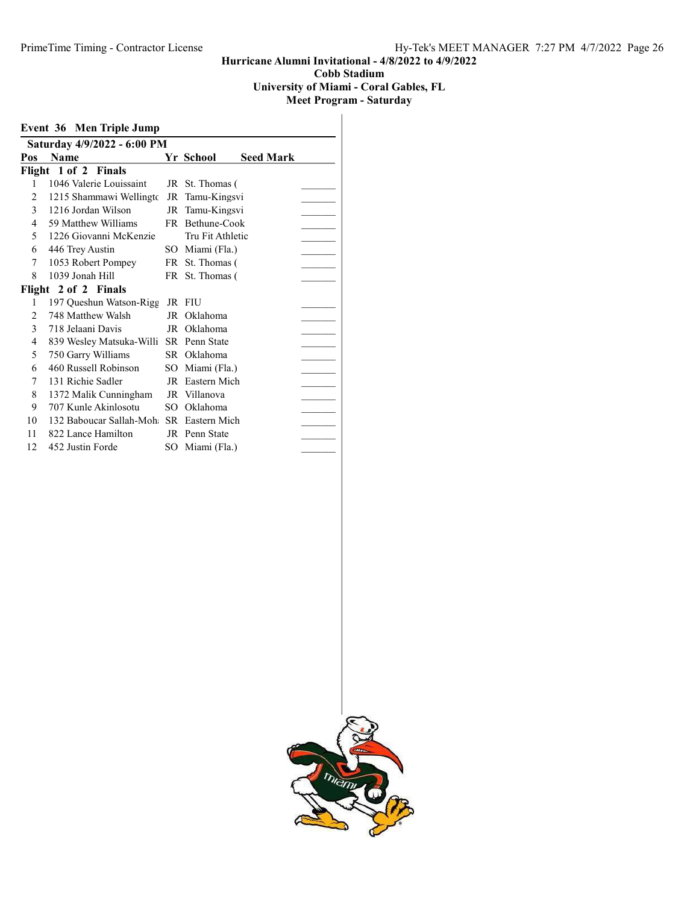Hurricane Alumni Invitational - 4/8/2022 to 4/9/2022
Cobb Stadium
University of Miami - Coral Gables, FL
Meet Program - Saturday

## Event 36 Men Triple Jump

**Saturday 4/9/2022 - 6:00 PM**

| Pos | Name | Yr | School | Seed Mark |
|---|---|---|---|---|
| **Flight 1 of 2 Finals** | | | | |
| 1 | 1046 Valerie Louissaint | JR | St. Thomas ( | _______ |
| 2 | 1215 Shammawi Wellingtc | JR | Tamu-Kingsvi | _______ |
| 3 | 1216 Jordan Wilson | JR | Tamu-Kingsvi | _______ |
| 4 | 59 Matthew Williams | FR | Bethune-Cook | _______ |
| 5 | 1226 Giovanni McKenzie | | Tru Fit Athletic | _______ |
| 6 | 446 Trey Austin | SO | Miami (Fla.) | _______ |
| 7 | 1053 Robert Pompey | FR | St. Thomas ( | _______ |
| 8 | 1039 Jonah Hill | FR | St. Thomas ( | _______ |
| **Flight 2 of 2 Finals** | | | | |
| 1 | 197 Queshun Watson-Rigg | JR | FIU | _______ |
| 2 | 748 Matthew Walsh | JR | Oklahoma | _______ |
| 3 | 718 Jelaani Davis | JR | Oklahoma | _______ |
| 4 | 839 Wesley Matsuka-Willi | SR | Penn State | _______ |
| 5 | 750 Garry Williams | SR | Oklahoma | _______ |
| 6 | 460 Russell Robinson | SO | Miami (Fla.) | _______ |
| 7 | 131 Richie Sadler | JR | Eastern Mich | _______ |
| 8 | 1372 Malik Cunningham | JR | Villanova | _______ |
| 9 | 707 Kunle Akinlosotu | SO | Oklahoma | _______ |
| 10 | 132 Baboucar Sallah-Moh | SR | Eastern Mich | _______ |
| 11 | 822 Lance Hamilton | JR | Penn State | _______ |
| 12 | 452 Justin Forde | SO | Miami (Fla.) | _______ |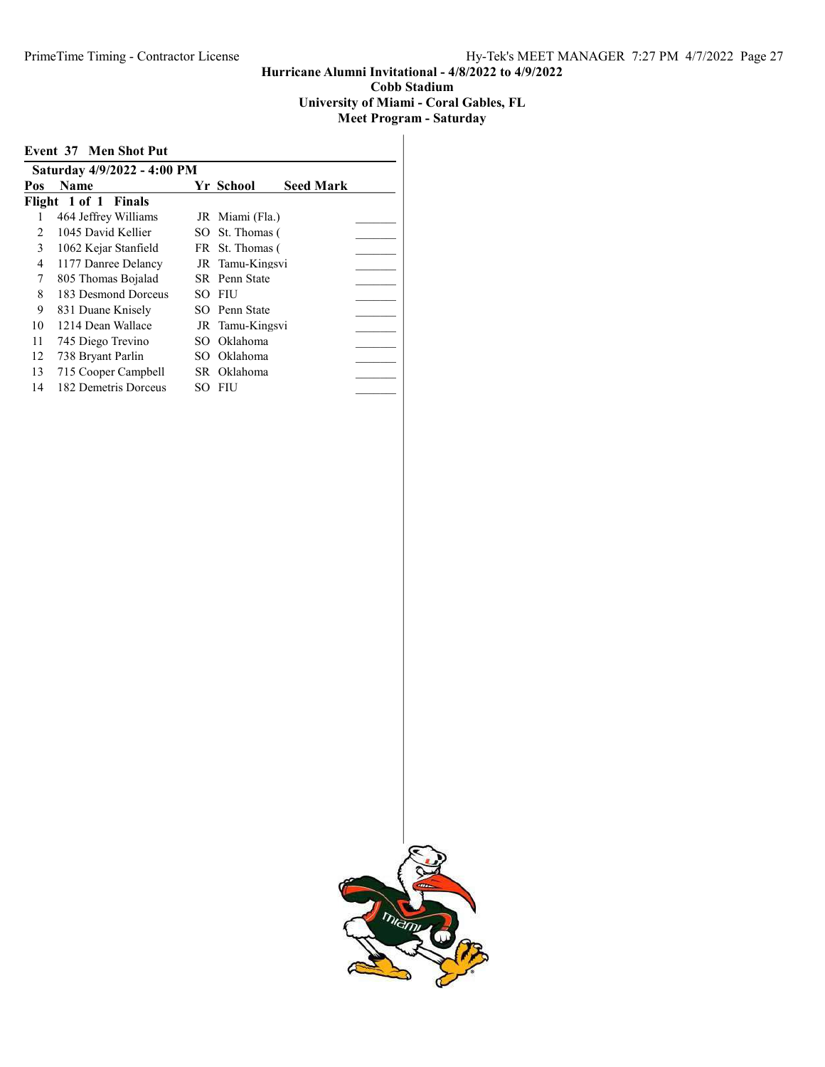**Hurricane Alumni Invitational - 4/8/2022 to 4/9/2022**
**Cobb Stadium**
**University of Miami - Coral Gables, FL**
**Meet Program - Saturday**

## Event 37 Men Shot Put

**Saturday 4/9/2022 - 4:00 PM**

| Pos | Name | Yr | School | Seed Mark | |
|---|---|---|---|---|---|
| **Flight 1 of 1 Finals** | | | | | |
| 1 | 464 Jeffrey Williams | JR | Miami (Fla.) | | _______ |
| 2 | 1045 David Kellier | SO | St. Thomas ( | | _______ |
| 3 | 1062 Kejar Stanfield | FR | St. Thomas ( | | _______ |
| 4 | 1177 Danree Delancy | JR | Tamu-Kingsvi | | _______ |
| 7 | 805 Thomas Bojalad | SR | Penn State | | _______ |
| 8 | 183 Desmond Dorceus | SO | FIU | | _______ |
| 9 | 831 Duane Knisely | SO | Penn State | | _______ |
| 10 | 1214 Dean Wallace | JR | Tamu-Kingsvi | | _______ |
| 11 | 745 Diego Trevino | SO | Oklahoma | | _______ |
| 12 | 738 Bryant Parlin | SO | Oklahoma | | _______ |
| 13 | 715 Cooper Campbell | SR | Oklahoma | | _______ |
| 14 | 182 Demetris Dorceus | SO | FIU | | _______ |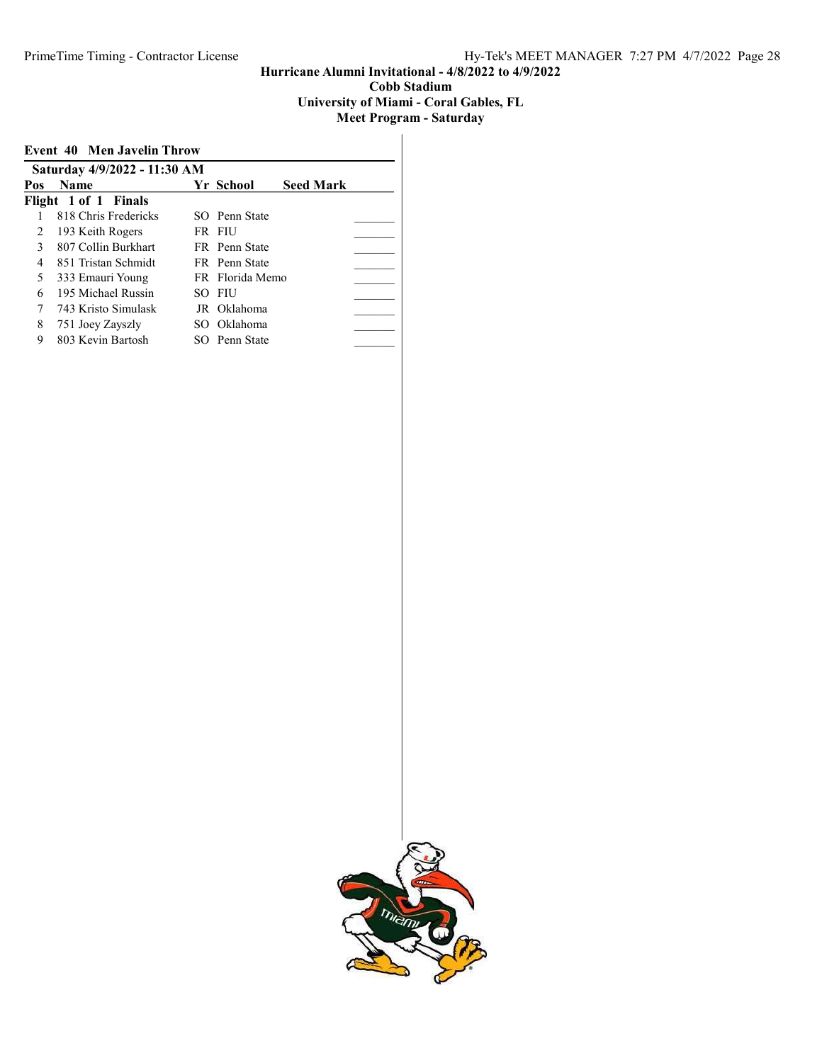# Hurricane Alumni Invitational - 4/8/2022 to 4/9/2022

## Cobb Stadium

## University of Miami - Coral Gables, FL

## Meet Program - Saturday

### Event 40 Men Javelin Throw

**Saturday 4/9/2022 - 11:30 AM**

| Pos | Name | Yr | School | Seed Mark | |
|---|---|---|---|---|---|
| **Flight 1 of 1 Finals** | | | | | |
| 1 | 818 Chris Fredericks | SO | Penn State | | _______ |
| 2 | 193 Keith Rogers | FR | FIU | | _______ |
| 3 | 807 Collin Burkhart | FR | Penn State | | _______ |
| 4 | 851 Tristan Schmidt | FR | Penn State | | _______ |
| 5 | 333 Emauri Young | FR | Florida Memo | | _______ |
| 6 | 195 Michael Russin | SO | FIU | | _______ |
| 7 | 743 Kristo Simulask | JR | Oklahoma | | _______ |
| 8 | 751 Joey Zayszly | SO | Oklahoma | | _______ |
| 9 | 803 Kevin Bartosh | SO | Penn State | | _______ |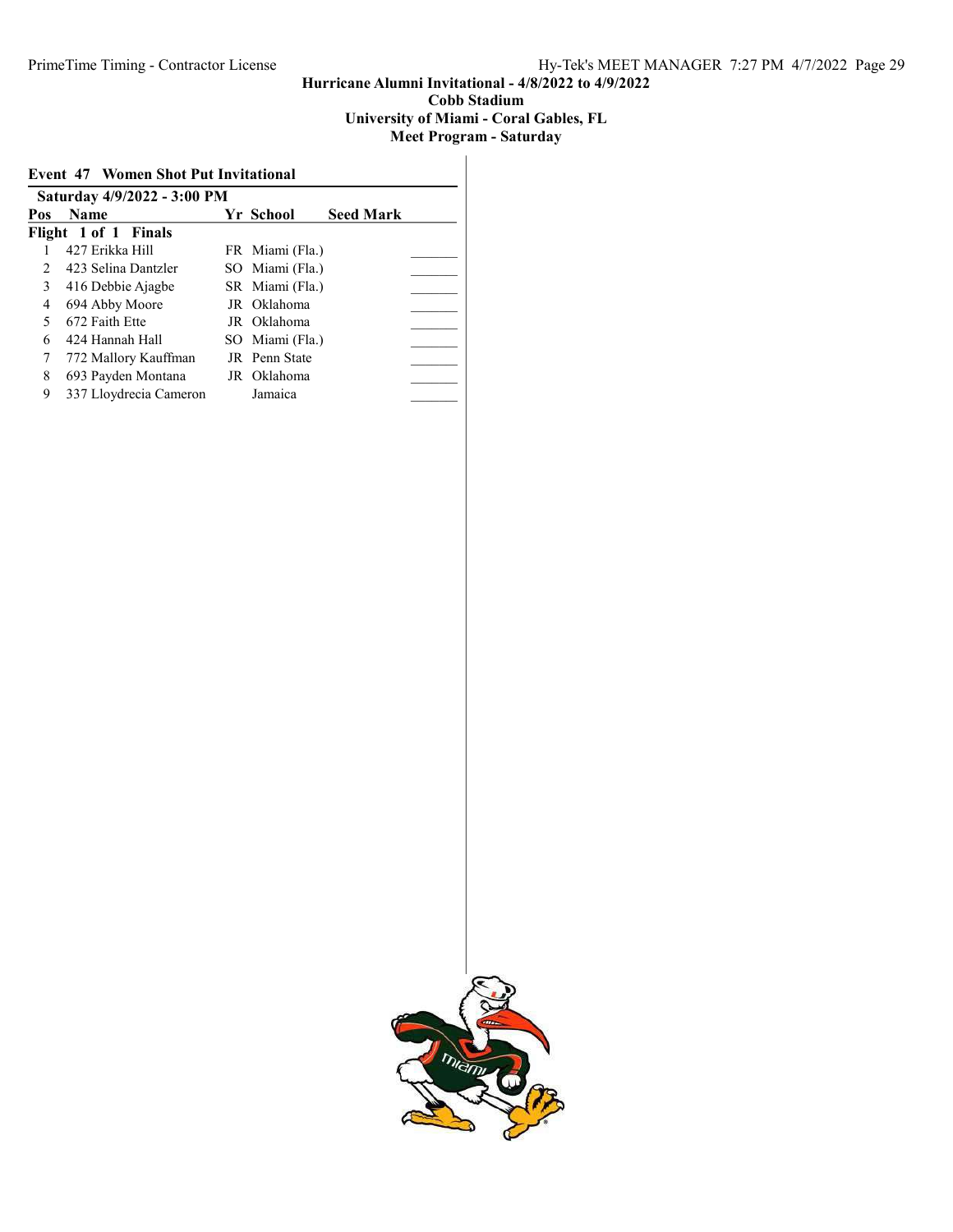**Hurricane Alumni Invitational - 4/8/2022 to 4/9/2022**
**Cobb Stadium**
**University of Miami - Coral Gables, FL**
**Meet Program - Saturday**

### Event 47 Women Shot Put Invitational

**Saturday 4/9/2022 - 3:00 PM**

| Pos | Name | Yr | School | Seed Mark | |
|---|---|---|---|---|---|
| **Flight 1 of 1 Finals** | | | | | |
| 1 | 427 Erikka Hill | FR | Miami (Fla.) | | _______ |
| 2 | 423 Selina Dantzler | SO | Miami (Fla.) | | _______ |
| 3 | 416 Debbie Ajagbe | SR | Miami (Fla.) | | _______ |
| 4 | 694 Abby Moore | JR | Oklahoma | | _______ |
| 5 | 672 Faith Ette | JR | Oklahoma | | _______ |
| 6 | 424 Hannah Hall | SO | Miami (Fla.) | | _______ |
| 7 | 772 Mallory Kauffman | JR | Penn State | | _______ |
| 8 | 693 Payden Montana | JR | Oklahoma | | _______ |
| 9 | 337 Lloydrecia Cameron | | Jamaica | | _______ |